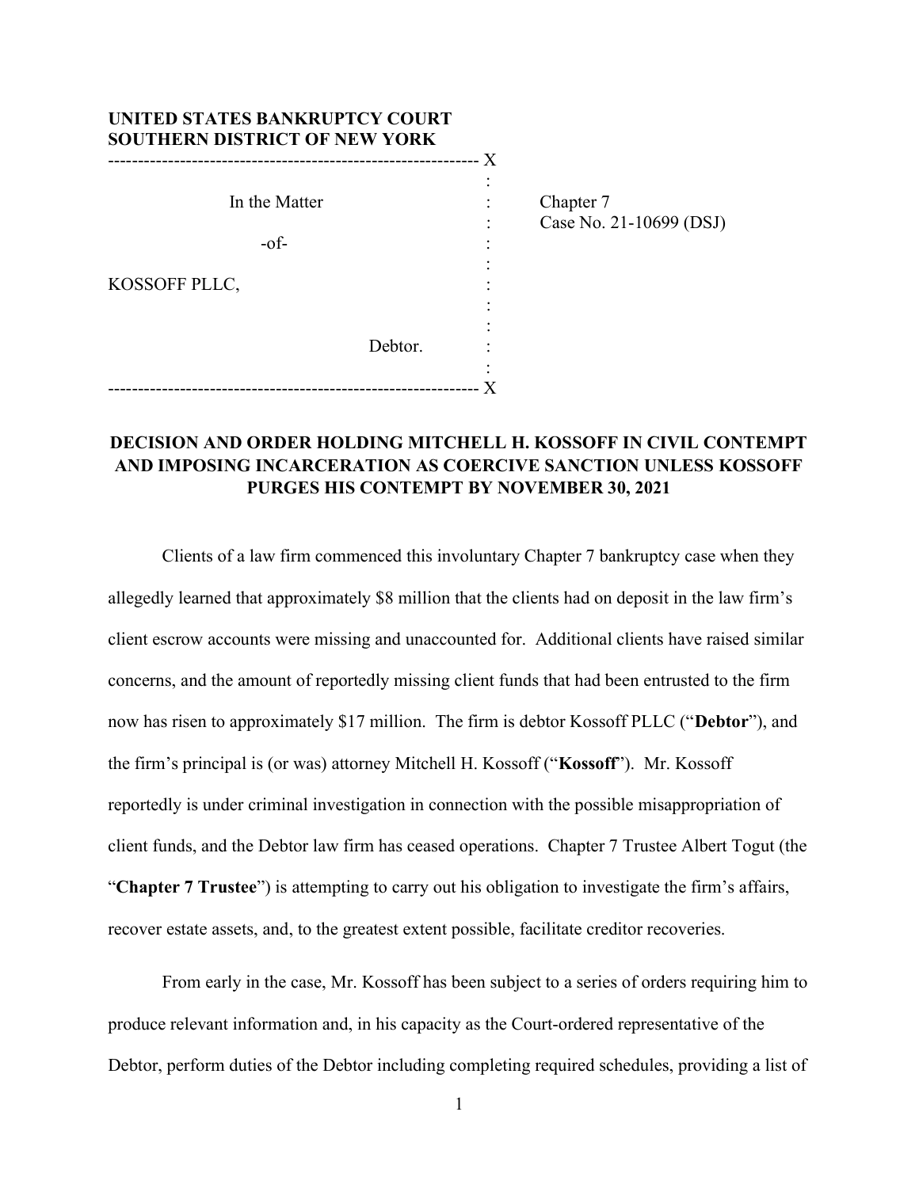**UNITED STATES BANKRUPTCY COURT**
**SOUTHERN DISTRICT OF NEW YORK**

| | |
|---|---|
| In the Matter<br><br>-of-<br><br>KOSSOFF PLLC,<br><br>Debtor. | Chapter 7<br>Case No. 21-10699 (DSJ) |

**DECISION AND ORDER HOLDING MITCHELL H. KOSSOFF IN CIVIL CONTEMPT AND IMPOSING INCARCERATION AS COERCIVE SANCTION UNLESS KOSSOFF PURGES HIS CONTEMPT BY NOVEMBER 30, 2021**

Clients of a law firm commenced this involuntary Chapter 7 bankruptcy case when they allegedly learned that approximately $8 million that the clients had on deposit in the law firm's client escrow accounts were missing and unaccounted for. Additional clients have raised similar concerns, and the amount of reportedly missing client funds that had been entrusted to the firm now has risen to approximately $17 million. The firm is debtor Kossoff PLLC ("**Debtor**"), and the firm's principal is (or was) attorney Mitchell H. Kossoff ("**Kossoff**"). Mr. Kossoff reportedly is under criminal investigation in connection with the possible misappropriation of client funds, and the Debtor law firm has ceased operations. Chapter 7 Trustee Albert Togut (the "**Chapter 7 Trustee**") is attempting to carry out his obligation to investigate the firm's affairs, recover estate assets, and, to the greatest extent possible, facilitate creditor recoveries.

From early in the case, Mr. Kossoff has been subject to a series of orders requiring him to produce relevant information and, in his capacity as the Court-ordered representative of the Debtor, perform duties of the Debtor including completing required schedules, providing a list of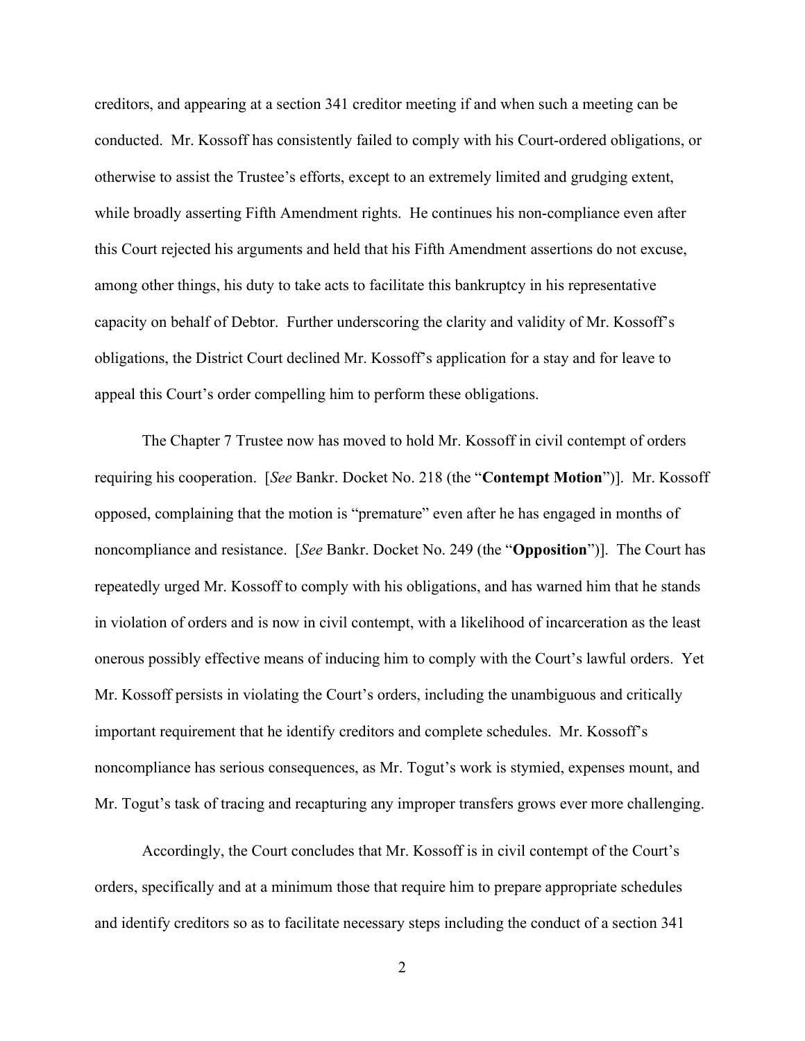creditors, and appearing at a section 341 creditor meeting if and when such a meeting can be conducted. Mr. Kossoff has consistently failed to comply with his Court-ordered obligations, or otherwise to assist the Trustee's efforts, except to an extremely limited and grudging extent, while broadly asserting Fifth Amendment rights. He continues his non-compliance even after this Court rejected his arguments and held that his Fifth Amendment assertions do not excuse, among other things, his duty to take acts to facilitate this bankruptcy in his representative capacity on behalf of Debtor. Further underscoring the clarity and validity of Mr. Kossoff's obligations, the District Court declined Mr. Kossoff's application for a stay and for leave to appeal this Court's order compelling him to perform these obligations.

The Chapter 7 Trustee now has moved to hold Mr. Kossoff in civil contempt of orders requiring his cooperation. [*See* Bankr. Docket No. 218 (the "**Contempt Motion**")]. Mr. Kossoff opposed, complaining that the motion is "premature" even after he has engaged in months of noncompliance and resistance. [*See* Bankr. Docket No. 249 (the "**Opposition**")]. The Court has repeatedly urged Mr. Kossoff to comply with his obligations, and has warned him that he stands in violation of orders and is now in civil contempt, with a likelihood of incarceration as the least onerous possibly effective means of inducing him to comply with the Court's lawful orders. Yet Mr. Kossoff persists in violating the Court's orders, including the unambiguous and critically important requirement that he identify creditors and complete schedules. Mr. Kossoff's noncompliance has serious consequences, as Mr. Togut's work is stymied, expenses mount, and Mr. Togut's task of tracing and recapturing any improper transfers grows ever more challenging.

Accordingly, the Court concludes that Mr. Kossoff is in civil contempt of the Court's orders, specifically and at a minimum those that require him to prepare appropriate schedules and identify creditors so as to facilitate necessary steps including the conduct of a section 341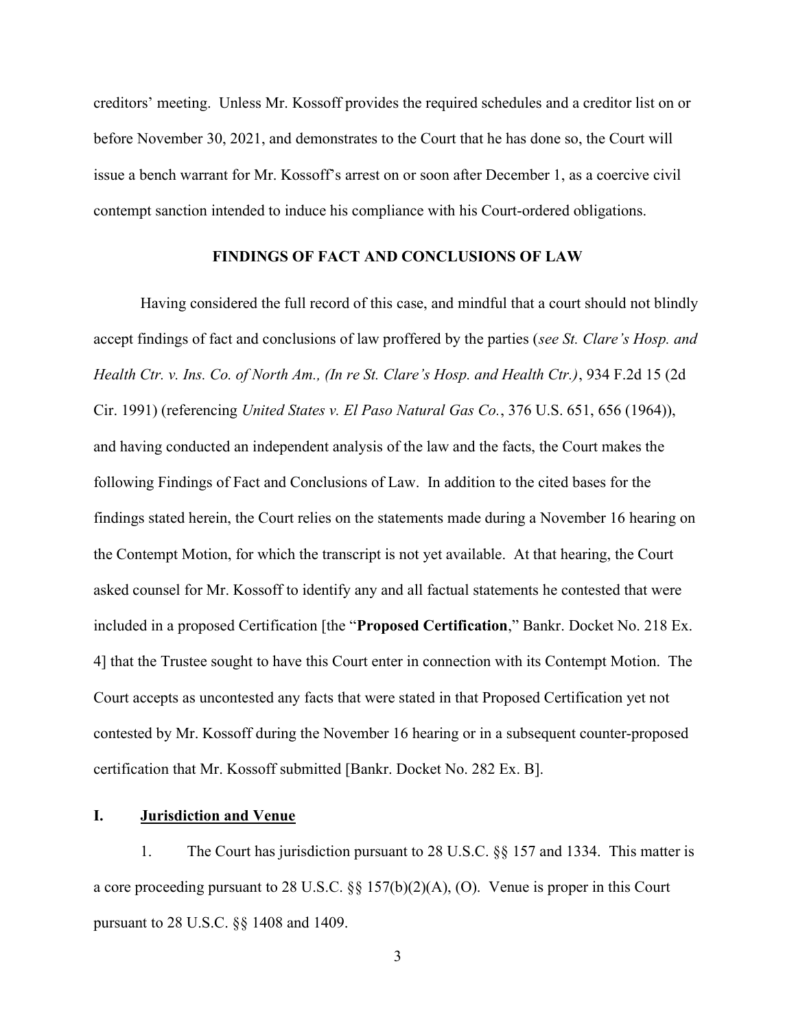creditors' meeting. Unless Mr. Kossoff provides the required schedules and a creditor list on or before November 30, 2021, and demonstrates to the Court that he has done so, the Court will issue a bench warrant for Mr. Kossoff's arrest on or soon after December 1, as a coercive civil contempt sanction intended to induce his compliance with his Court-ordered obligations.

## FINDINGS OF FACT AND CONCLUSIONS OF LAW

Having considered the full record of this case, and mindful that a court should not blindly accept findings of fact and conclusions of law proffered by the parties (*see St. Clare's Hosp. and Health Ctr. v. Ins. Co. of North Am., (In re St. Clare's Hosp. and Health Ctr.)*, 934 F.2d 15 (2d Cir. 1991) (referencing *United States v. El Paso Natural Gas Co.*, 376 U.S. 651, 656 (1964)), and having conducted an independent analysis of the law and the facts, the Court makes the following Findings of Fact and Conclusions of Law. In addition to the cited bases for the findings stated herein, the Court relies on the statements made during a November 16 hearing on the Contempt Motion, for which the transcript is not yet available. At that hearing, the Court asked counsel for Mr. Kossoff to identify any and all factual statements he contested that were included in a proposed Certification [the "**Proposed Certification**," Bankr. Docket No. 218 Ex. 4] that the Trustee sought to have this Court enter in connection with its Contempt Motion. The Court accepts as uncontested any facts that were stated in that Proposed Certification yet not contested by Mr. Kossoff during the November 16 hearing or in a subsequent counter-proposed certification that Mr. Kossoff submitted [Bankr. Docket No. 282 Ex. B].

### I. <u>Jurisdiction and Venue</u>

1. The Court has jurisdiction pursuant to 28 U.S.C. §§ 157 and 1334. This matter is a core proceeding pursuant to 28 U.S.C. §§ 157(b)(2)(A), (O). Venue is proper in this Court pursuant to 28 U.S.C. §§ 1408 and 1409.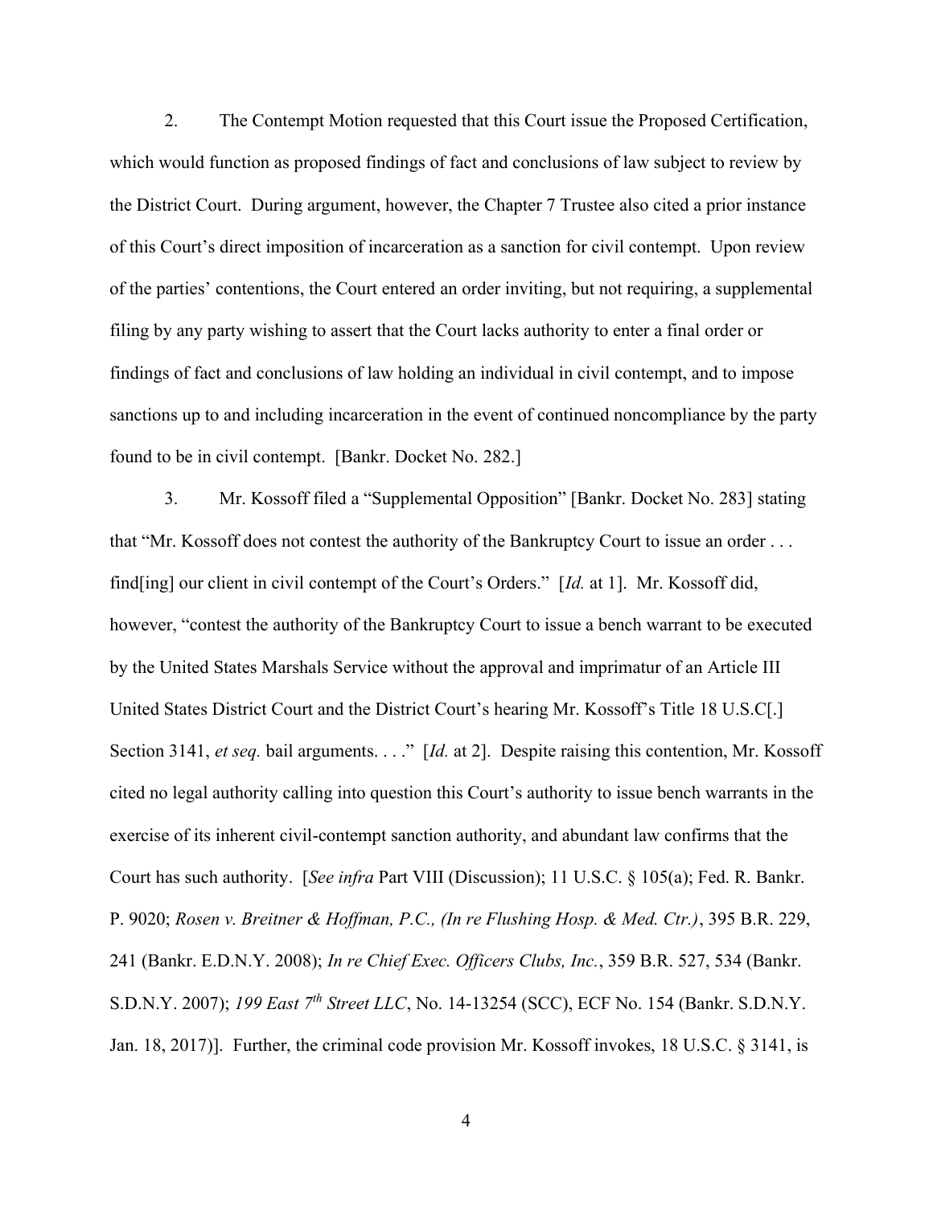2. The Contempt Motion requested that this Court issue the Proposed Certification, which would function as proposed findings of fact and conclusions of law subject to review by the District Court. During argument, however, the Chapter 7 Trustee also cited a prior instance of this Court's direct imposition of incarceration as a sanction for civil contempt. Upon review of the parties' contentions, the Court entered an order inviting, but not requiring, a supplemental filing by any party wishing to assert that the Court lacks authority to enter a final order or findings of fact and conclusions of law holding an individual in civil contempt, and to impose sanctions up to and including incarceration in the event of continued noncompliance by the party found to be in civil contempt. [Bankr. Docket No. 282.]

3. Mr. Kossoff filed a "Supplemental Opposition" [Bankr. Docket No. 283] stating that "Mr. Kossoff does not contest the authority of the Bankruptcy Court to issue an order . . . find[ing] our client in civil contempt of the Court's Orders." [*Id.* at 1]. Mr. Kossoff did, however, "contest the authority of the Bankruptcy Court to issue a bench warrant to be executed by the United States Marshals Service without the approval and imprimatur of an Article III United States District Court and the District Court's hearing Mr. Kossoff's Title 18 U.S.C[.] Section 3141, *et seq.* bail arguments. . . ." [*Id.* at 2]. Despite raising this contention, Mr. Kossoff cited no legal authority calling into question this Court's authority to issue bench warrants in the exercise of its inherent civil-contempt sanction authority, and abundant law confirms that the Court has such authority. [*See infra* Part VIII (Discussion); 11 U.S.C. § 105(a); Fed. R. Bankr. P. 9020; *Rosen v. Breitner & Hoffman, P.C., (In re Flushing Hosp. & Med. Ctr.)*, 395 B.R. 229, 241 (Bankr. E.D.N.Y. 2008); *In re Chief Exec. Officers Clubs, Inc.*, 359 B.R. 527, 534 (Bankr. S.D.N.Y. 2007); *199 East 7th Street LLC*, No. 14-13254 (SCC), ECF No. 154 (Bankr. S.D.N.Y. Jan. 18, 2017)]. Further, the criminal code provision Mr. Kossoff invokes, 18 U.S.C. § 3141, is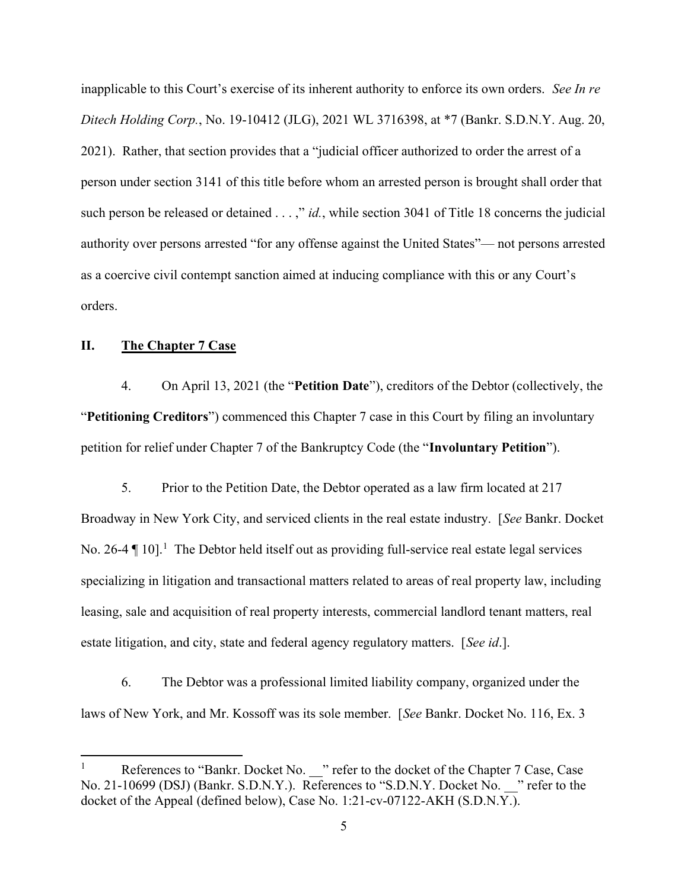inapplicable to this Court's exercise of its inherent authority to enforce its own orders. *See In re Ditech Holding Corp.*, No. 19-10412 (JLG), 2021 WL 3716398, at *7 (Bankr. S.D.N.Y. Aug. 20, 2021). Rather, that section provides that a "judicial officer authorized to order the arrest of a person under section 3141 of this title before whom an arrested person is brought shall order that such person be released or detained . . . ," *id.*, while section 3041 of Title 18 concerns the judicial authority over persons arrested "for any offense against the United States"— not persons arrested as a coercive civil contempt sanction aimed at inducing compliance with this or any Court's orders.

## II. The Chapter 7 Case

4. On April 13, 2021 (the "**Petition Date**"), creditors of the Debtor (collectively, the "**Petitioning Creditors**") commenced this Chapter 7 case in this Court by filing an involuntary petition for relief under Chapter 7 of the Bankruptcy Code (the "**Involuntary Petition**").

5. Prior to the Petition Date, the Debtor operated as a law firm located at 217 Broadway in New York City, and serviced clients in the real estate industry. [*See* Bankr. Docket No. 26-4 ¶ 10].[1] The Debtor held itself out as providing full-service real estate legal services specializing in litigation and transactional matters related to areas of real property law, including leasing, sale and acquisition of real property interests, commercial landlord tenant matters, real estate litigation, and city, state and federal agency regulatory matters. [*See id*.].

6. The Debtor was a professional limited liability company, organized under the laws of New York, and Mr. Kossoff was its sole member. [*See* Bankr. Docket No. 116, Ex. 3

---

[1] References to "Bankr. Docket No. __" refer to the docket of the Chapter 7 Case, Case No. 21-10699 (DSJ) (Bankr. S.D.N.Y.). References to "S.D.N.Y. Docket No. __" refer to the docket of the Appeal (defined below), Case No. 1:21-cv-07122-AKH (S.D.N.Y.).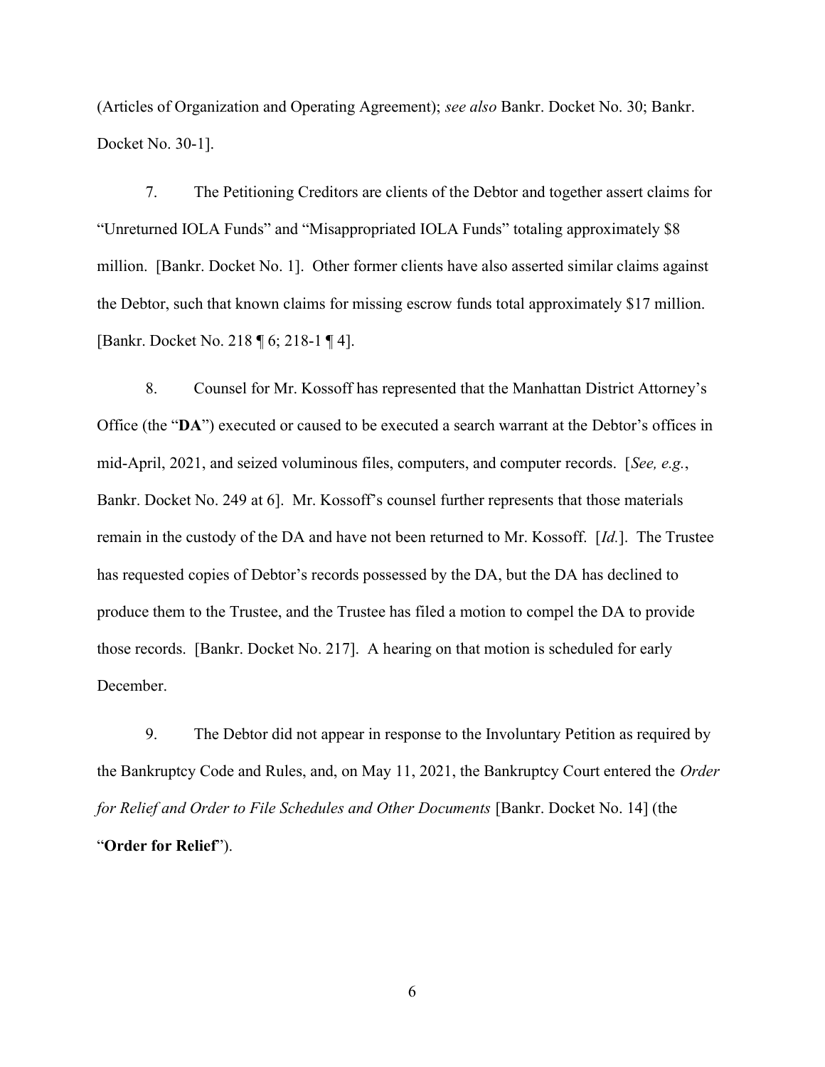(Articles of Organization and Operating Agreement); *see also* Bankr. Docket No. 30; Bankr. Docket No. 30-1].

7. The Petitioning Creditors are clients of the Debtor and together assert claims for "Unreturned IOLA Funds" and "Misappropriated IOLA Funds" totaling approximately $8 million. [Bankr. Docket No. 1]. Other former clients have also asserted similar claims against the Debtor, such that known claims for missing escrow funds total approximately $17 million. [Bankr. Docket No. 218 ¶ 6; 218-1 ¶ 4].

8. Counsel for Mr. Kossoff has represented that the Manhattan District Attorney's Office (the "**DA**") executed or caused to be executed a search warrant at the Debtor's offices in mid-April, 2021, and seized voluminous files, computers, and computer records. [*See, e.g.*, Bankr. Docket No. 249 at 6]. Mr. Kossoff's counsel further represents that those materials remain in the custody of the DA and have not been returned to Mr. Kossoff. [*Id.*]. The Trustee has requested copies of Debtor's records possessed by the DA, but the DA has declined to produce them to the Trustee, and the Trustee has filed a motion to compel the DA to provide those records. [Bankr. Docket No. 217]. A hearing on that motion is scheduled for early December.

9. The Debtor did not appear in response to the Involuntary Petition as required by the Bankruptcy Code and Rules, and, on May 11, 2021, the Bankruptcy Court entered the *Order for Relief and Order to File Schedules and Other Documents* [Bankr. Docket No. 14] (the "**Order for Relief**").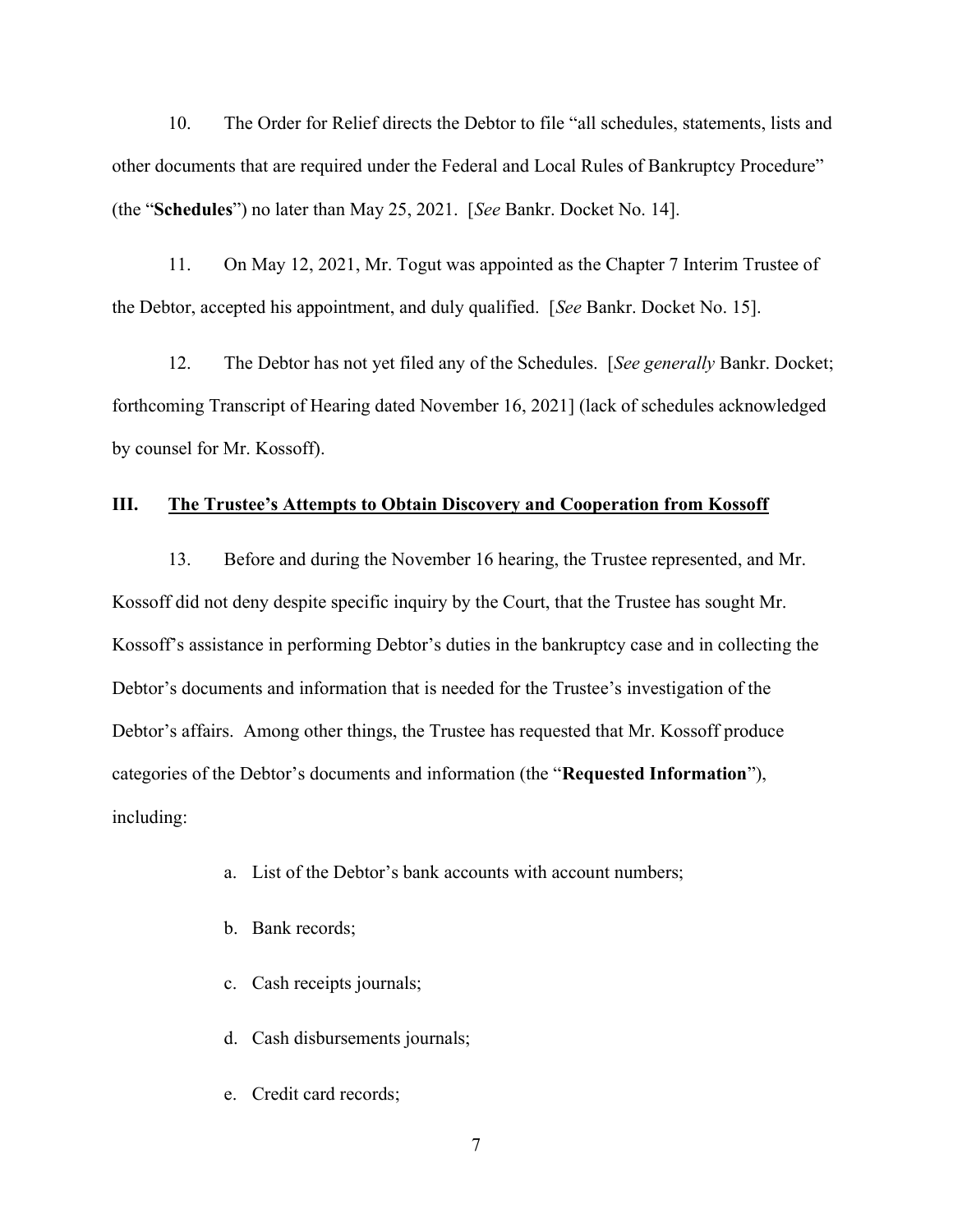10. The Order for Relief directs the Debtor to file "all schedules, statements, lists and other documents that are required under the Federal and Local Rules of Bankruptcy Procedure" (the "**Schedules**") no later than May 25, 2021. [*See* Bankr. Docket No. 14].

11. On May 12, 2021, Mr. Togut was appointed as the Chapter 7 Interim Trustee of the Debtor, accepted his appointment, and duly qualified. [*See* Bankr. Docket No. 15].

12. The Debtor has not yet filed any of the Schedules. [*See generally* Bankr. Docket; forthcoming Transcript of Hearing dated November 16, 2021] (lack of schedules acknowledged by counsel for Mr. Kossoff).

## III. The Trustee's Attempts to Obtain Discovery and Cooperation from Kossoff

13. Before and during the November 16 hearing, the Trustee represented, and Mr. Kossoff did not deny despite specific inquiry by the Court, that the Trustee has sought Mr. Kossoff's assistance in performing Debtor's duties in the bankruptcy case and in collecting the Debtor's documents and information that is needed for the Trustee's investigation of the Debtor's affairs. Among other things, the Trustee has requested that Mr. Kossoff produce categories of the Debtor's documents and information (the "**Requested Information**"), including:

a. List of the Debtor's bank accounts with account numbers;

b. Bank records;

c. Cash receipts journals;

d. Cash disbursements journals;

e. Credit card records;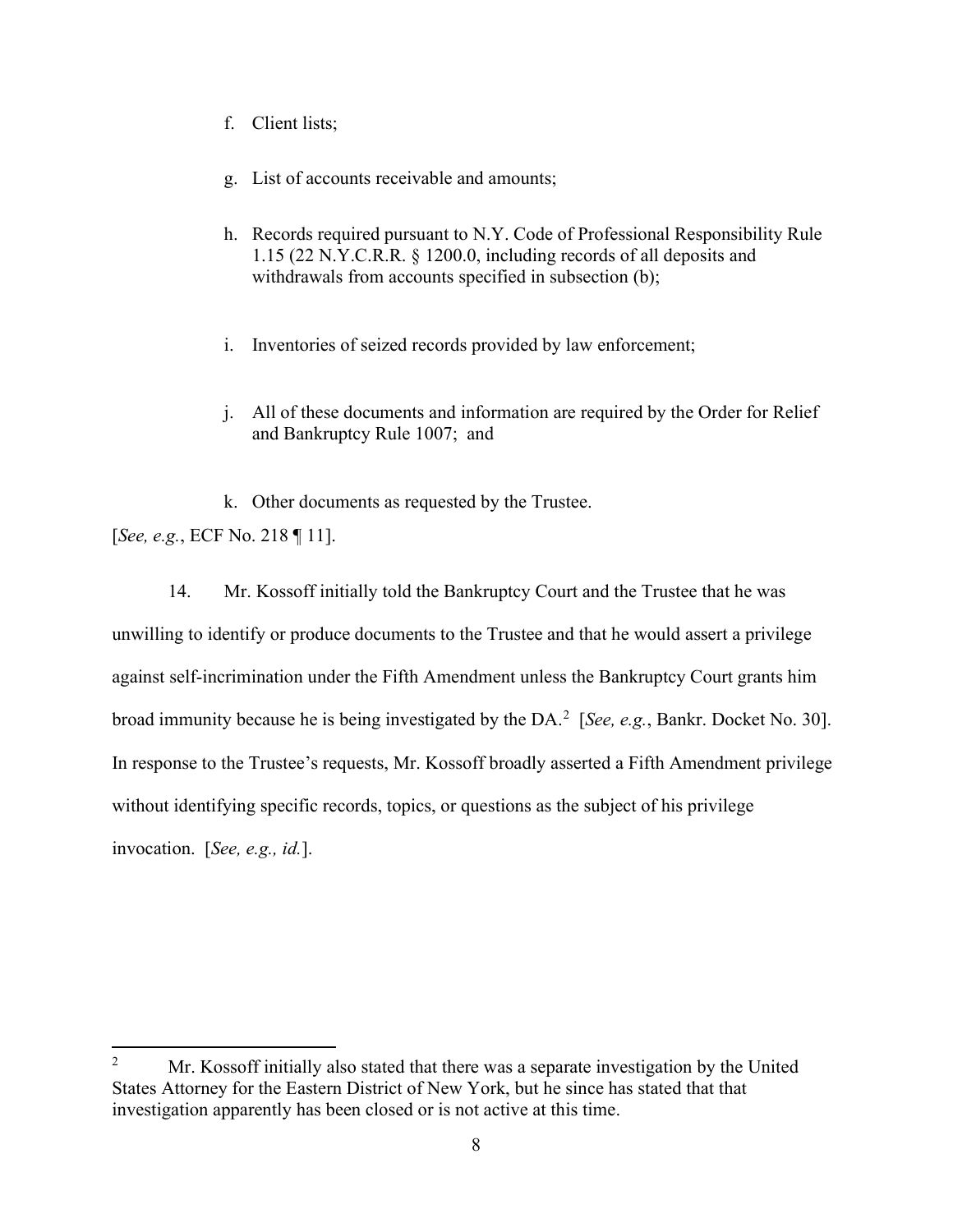f. Client lists;

g. List of accounts receivable and amounts;

h. Records required pursuant to N.Y. Code of Professional Responsibility Rule 1.15 (22 N.Y.C.R.R. § 1200.0, including records of all deposits and withdrawals from accounts specified in subsection (b);

i. Inventories of seized records provided by law enforcement;

j. All of these documents and information are required by the Order for Relief and Bankruptcy Rule 1007; and

k. Other documents as requested by the Trustee.

[*See, e.g.*, ECF No. 218 ¶ 11].

14. Mr. Kossoff initially told the Bankruptcy Court and the Trustee that he was unwilling to identify or produce documents to the Trustee and that he would assert a privilege against self-incrimination under the Fifth Amendment unless the Bankruptcy Court grants him broad immunity because he is being investigated by the DA.[2] [*See, e.g.*, Bankr. Docket No. 30]. In response to the Trustee's requests, Mr. Kossoff broadly asserted a Fifth Amendment privilege without identifying specific records, topics, or questions as the subject of his privilege invocation. [*See, e.g., id.*].

---

[2] Mr. Kossoff initially also stated that there was a separate investigation by the United States Attorney for the Eastern District of New York, but he since has stated that that investigation apparently has been closed or is not active at this time.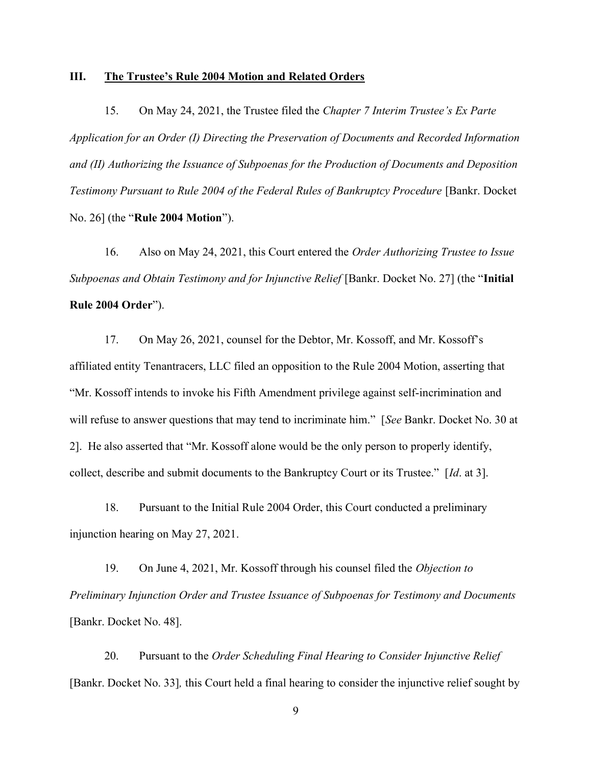## III. The Trustee's Rule 2004 Motion and Related Orders

15. On May 24, 2021, the Trustee filed the *Chapter 7 Interim Trustee's Ex Parte Application for an Order (I) Directing the Preservation of Documents and Recorded Information and (II) Authorizing the Issuance of Subpoenas for the Production of Documents and Deposition Testimony Pursuant to Rule 2004 of the Federal Rules of Bankruptcy Procedure* [Bankr. Docket No. 26] (the "**Rule 2004 Motion**").

16. Also on May 24, 2021, this Court entered the *Order Authorizing Trustee to Issue Subpoenas and Obtain Testimony and for Injunctive Relief* [Bankr. Docket No. 27] (the "**Initial Rule 2004 Order**").

17. On May 26, 2021, counsel for the Debtor, Mr. Kossoff, and Mr. Kossoff's affiliated entity Tenantracers, LLC filed an opposition to the Rule 2004 Motion, asserting that "Mr. Kossoff intends to invoke his Fifth Amendment privilege against self-incrimination and will refuse to answer questions that may tend to incriminate him." [*See* Bankr. Docket No. 30 at 2]. He also asserted that "Mr. Kossoff alone would be the only person to properly identify, collect, describe and submit documents to the Bankruptcy Court or its Trustee." [*Id*. at 3].

18. Pursuant to the Initial Rule 2004 Order, this Court conducted a preliminary injunction hearing on May 27, 2021.

19. On June 4, 2021, Mr. Kossoff through his counsel filed the *Objection to Preliminary Injunction Order and Trustee Issuance of Subpoenas for Testimony and Documents* [Bankr. Docket No. 48].

20. Pursuant to the *Order Scheduling Final Hearing to Consider Injunctive Relief* [Bankr. Docket No. 33], this Court held a final hearing to consider the injunctive relief sought by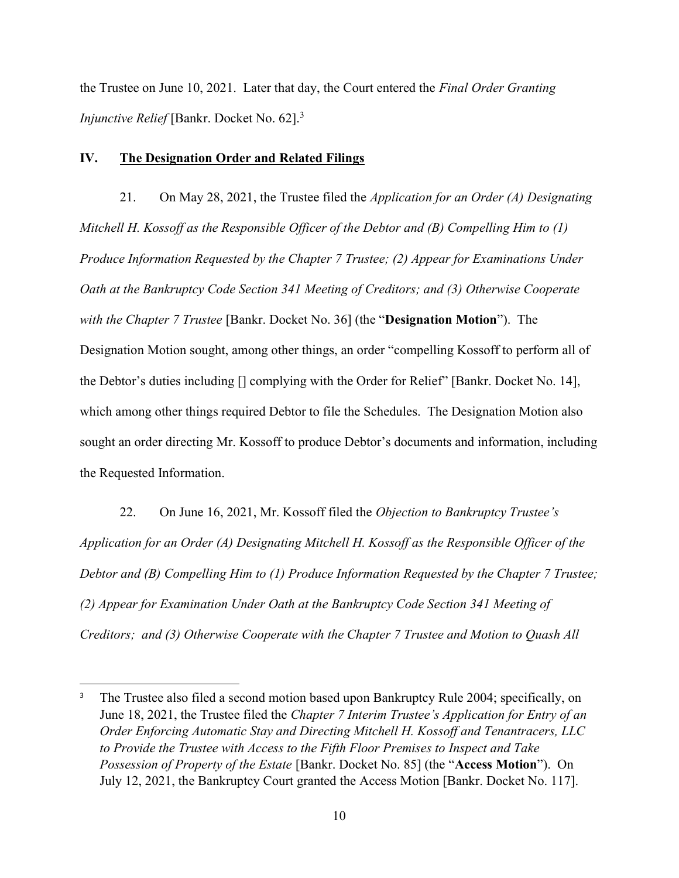the Trustee on June 10, 2021. Later that day, the Court entered the *Final Order Granting Injunctive Relief* [Bankr. Docket No. 62].[3]

## IV. The Designation Order and Related Filings

21. On May 28, 2021, the Trustee filed the *Application for an Order (A) Designating Mitchell H. Kossoff as the Responsible Officer of the Debtor and (B) Compelling Him to (1) Produce Information Requested by the Chapter 7 Trustee; (2) Appear for Examinations Under Oath at the Bankruptcy Code Section 341 Meeting of Creditors; and (3) Otherwise Cooperate with the Chapter 7 Trustee* [Bankr. Docket No. 36] (the "**Designation Motion**"). The Designation Motion sought, among other things, an order "compelling Kossoff to perform all of the Debtor's duties including [] complying with the Order for Relief" [Bankr. Docket No. 14], which among other things required Debtor to file the Schedules. The Designation Motion also sought an order directing Mr. Kossoff to produce Debtor's documents and information, including the Requested Information.

22. On June 16, 2021, Mr. Kossoff filed the *Objection to Bankruptcy Trustee's Application for an Order (A) Designating Mitchell H. Kossoff as the Responsible Officer of the Debtor and (B) Compelling Him to (1) Produce Information Requested by the Chapter 7 Trustee; (2) Appear for Examination Under Oath at the Bankruptcy Code Section 341 Meeting of Creditors; and (3) Otherwise Cooperate with the Chapter 7 Trustee and Motion to Quash All*

---

[3] The Trustee also filed a second motion based upon Bankruptcy Rule 2004; specifically, on June 18, 2021, the Trustee filed the *Chapter 7 Interim Trustee's Application for Entry of an Order Enforcing Automatic Stay and Directing Mitchell H. Kossoff and Tenantracers, LLC to Provide the Trustee with Access to the Fifth Floor Premises to Inspect and Take Possession of Property of the Estate* [Bankr. Docket No. 85] (the "**Access Motion**"). On July 12, 2021, the Bankruptcy Court granted the Access Motion [Bankr. Docket No. 117].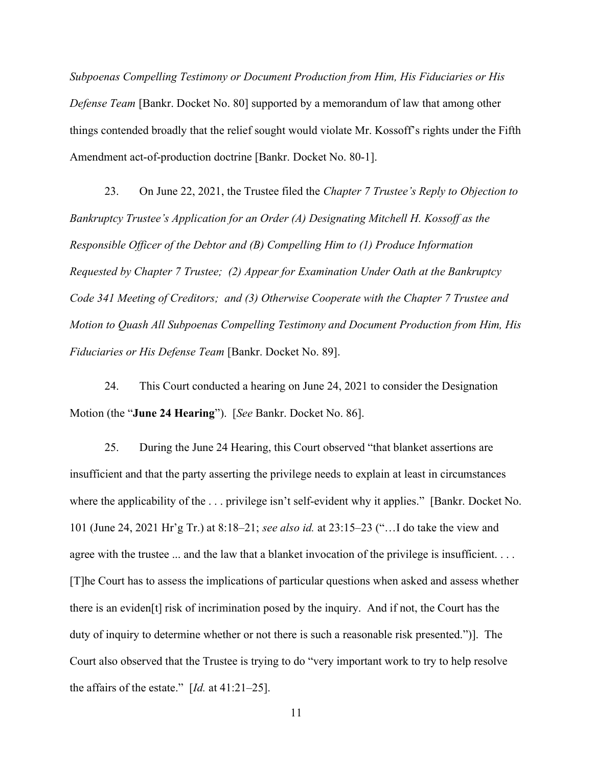*Subpoenas Compelling Testimony or Document Production from Him, His Fiduciaries or His Defense Team* [Bankr. Docket No. 80] supported by a memorandum of law that among other things contended broadly that the relief sought would violate Mr. Kossoff's rights under the Fifth Amendment act-of-production doctrine [Bankr. Docket No. 80-1].

23. On June 22, 2021, the Trustee filed the *Chapter 7 Trustee's Reply to Objection to Bankruptcy Trustee's Application for an Order (A) Designating Mitchell H. Kossoff as the Responsible Officer of the Debtor and (B) Compelling Him to (1) Produce Information Requested by Chapter 7 Trustee; (2) Appear for Examination Under Oath at the Bankruptcy Code 341 Meeting of Creditors; and (3) Otherwise Cooperate with the Chapter 7 Trustee and Motion to Quash All Subpoenas Compelling Testimony and Document Production from Him, His Fiduciaries or His Defense Team* [Bankr. Docket No. 89].

24. This Court conducted a hearing on June 24, 2021 to consider the Designation Motion (the "**June 24 Hearing**"). [*See* Bankr. Docket No. 86].

25. During the June 24 Hearing, this Court observed "that blanket assertions are insufficient and that the party asserting the privilege needs to explain at least in circumstances where the applicability of the . . . privilege isn't self-evident why it applies." [Bankr. Docket No. 101 (June 24, 2021 Hr'g Tr.) at 8:18–21; *see also id.* at 23:15–23 ("…I do take the view and agree with the trustee ... and the law that a blanket invocation of the privilege is insufficient. . . . [T]he Court has to assess the implications of particular questions when asked and assess whether there is an eviden[t] risk of incrimination posed by the inquiry. And if not, the Court has the duty of inquiry to determine whether or not there is such a reasonable risk presented.")]. The Court also observed that the Trustee is trying to do "very important work to try to help resolve the affairs of the estate." [*Id.* at 41:21–25].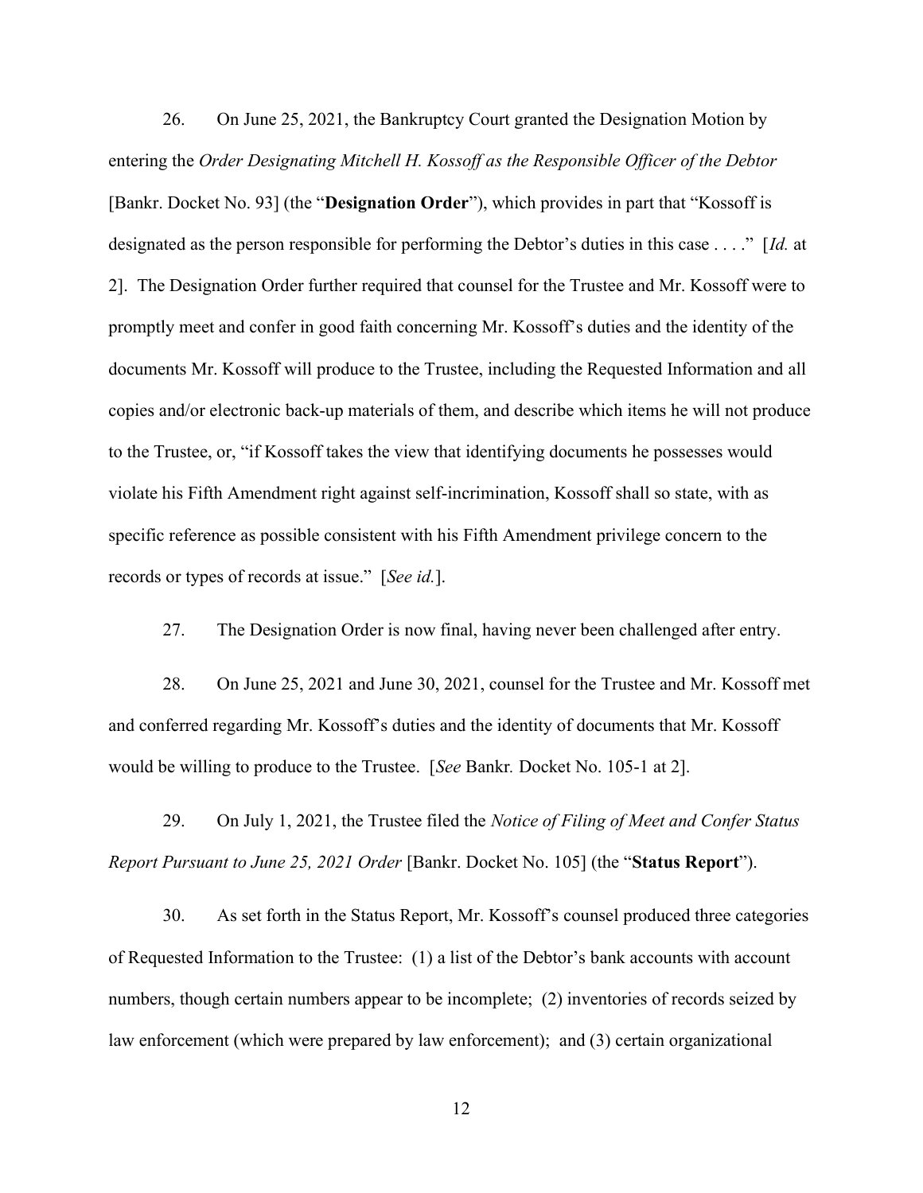26. On June 25, 2021, the Bankruptcy Court granted the Designation Motion by entering the *Order Designating Mitchell H. Kossoff as the Responsible Officer of the Debtor* [Bankr. Docket No. 93] (the "**Designation Order**"), which provides in part that "Kossoff is designated as the person responsible for performing the Debtor's duties in this case . . . ." [*Id.* at 2]. The Designation Order further required that counsel for the Trustee and Mr. Kossoff were to promptly meet and confer in good faith concerning Mr. Kossoff's duties and the identity of the documents Mr. Kossoff will produce to the Trustee, including the Requested Information and all copies and/or electronic back-up materials of them, and describe which items he will not produce to the Trustee, or, "if Kossoff takes the view that identifying documents he possesses would violate his Fifth Amendment right against self-incrimination, Kossoff shall so state, with as specific reference as possible consistent with his Fifth Amendment privilege concern to the records or types of records at issue." [*See id.*].

27. The Designation Order is now final, having never been challenged after entry.

28. On June 25, 2021 and June 30, 2021, counsel for the Trustee and Mr. Kossoff met and conferred regarding Mr. Kossoff's duties and the identity of documents that Mr. Kossoff would be willing to produce to the Trustee. [*See* Bankr. Docket No. 105-1 at 2].

29. On July 1, 2021, the Trustee filed the *Notice of Filing of Meet and Confer Status Report Pursuant to June 25, 2021 Order* [Bankr. Docket No. 105] (the "**Status Report**").

30. As set forth in the Status Report, Mr. Kossoff's counsel produced three categories of Requested Information to the Trustee: (1) a list of the Debtor's bank accounts with account numbers, though certain numbers appear to be incomplete; (2) inventories of records seized by law enforcement (which were prepared by law enforcement); and (3) certain organizational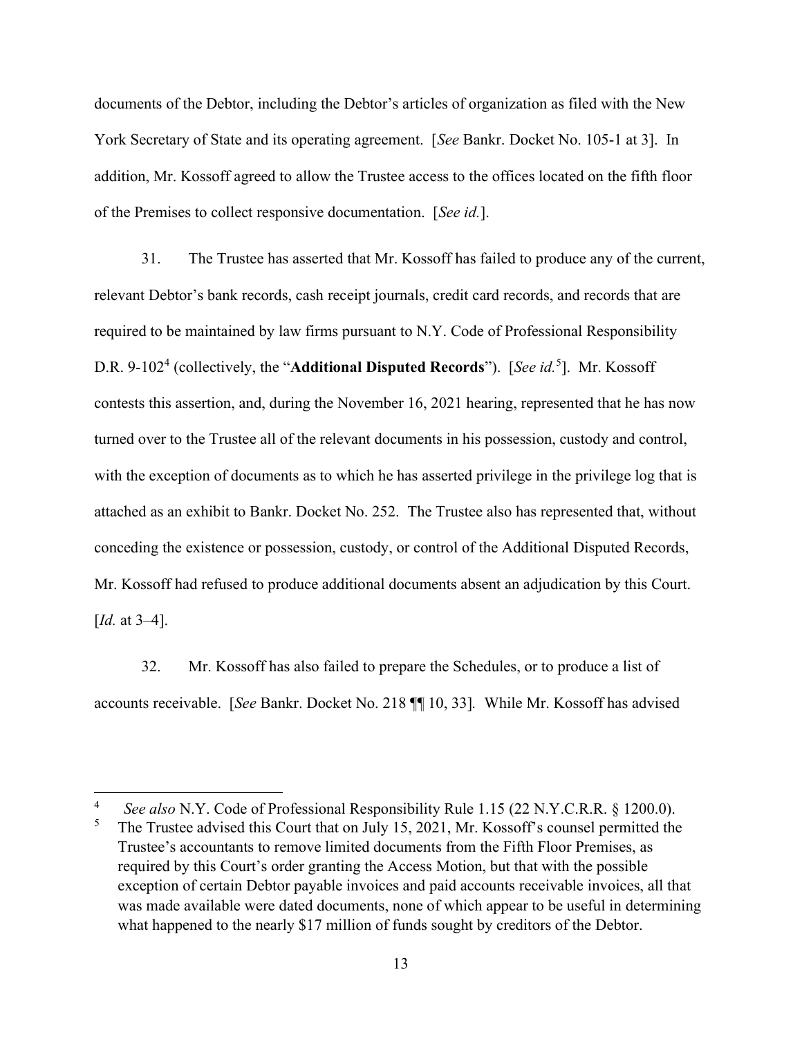documents of the Debtor, including the Debtor's articles of organization as filed with the New York Secretary of State and its operating agreement. [*See* Bankr. Docket No. 105-1 at 3]. In addition, Mr. Kossoff agreed to allow the Trustee access to the offices located on the fifth floor of the Premises to collect responsive documentation. [*See id.*].

31. The Trustee has asserted that Mr. Kossoff has failed to produce any of the current, relevant Debtor's bank records, cash receipt journals, credit card records, and records that are required to be maintained by law firms pursuant to N.Y. Code of Professional Responsibility D.R. 9-102[4] (collectively, the "**Additional Disputed Records**"). [*See id.*[5]]. Mr. Kossoff contests this assertion, and, during the November 16, 2021 hearing, represented that he has now turned over to the Trustee all of the relevant documents in his possession, custody and control, with the exception of documents as to which he has asserted privilege in the privilege log that is attached as an exhibit to Bankr. Docket No. 252. The Trustee also has represented that, without conceding the existence or possession, custody, or control of the Additional Disputed Records, Mr. Kossoff had refused to produce additional documents absent an adjudication by this Court. [*Id.* at 3–4].

32. Mr. Kossoff has also failed to prepare the Schedules, or to produce a list of accounts receivable. [*See* Bankr. Docket No. 218 ¶¶ 10, 33]. While Mr. Kossoff has advised

---

[4] *See also* N.Y. Code of Professional Responsibility Rule 1.15 (22 N.Y.C.R.R. § 1200.0).

[5] The Trustee advised this Court that on July 15, 2021, Mr. Kossoff's counsel permitted the Trustee's accountants to remove limited documents from the Fifth Floor Premises, as required by this Court's order granting the Access Motion, but that with the possible exception of certain Debtor payable invoices and paid accounts receivable invoices, all that was made available were dated documents, none of which appear to be useful in determining what happened to the nearly $17 million of funds sought by creditors of the Debtor.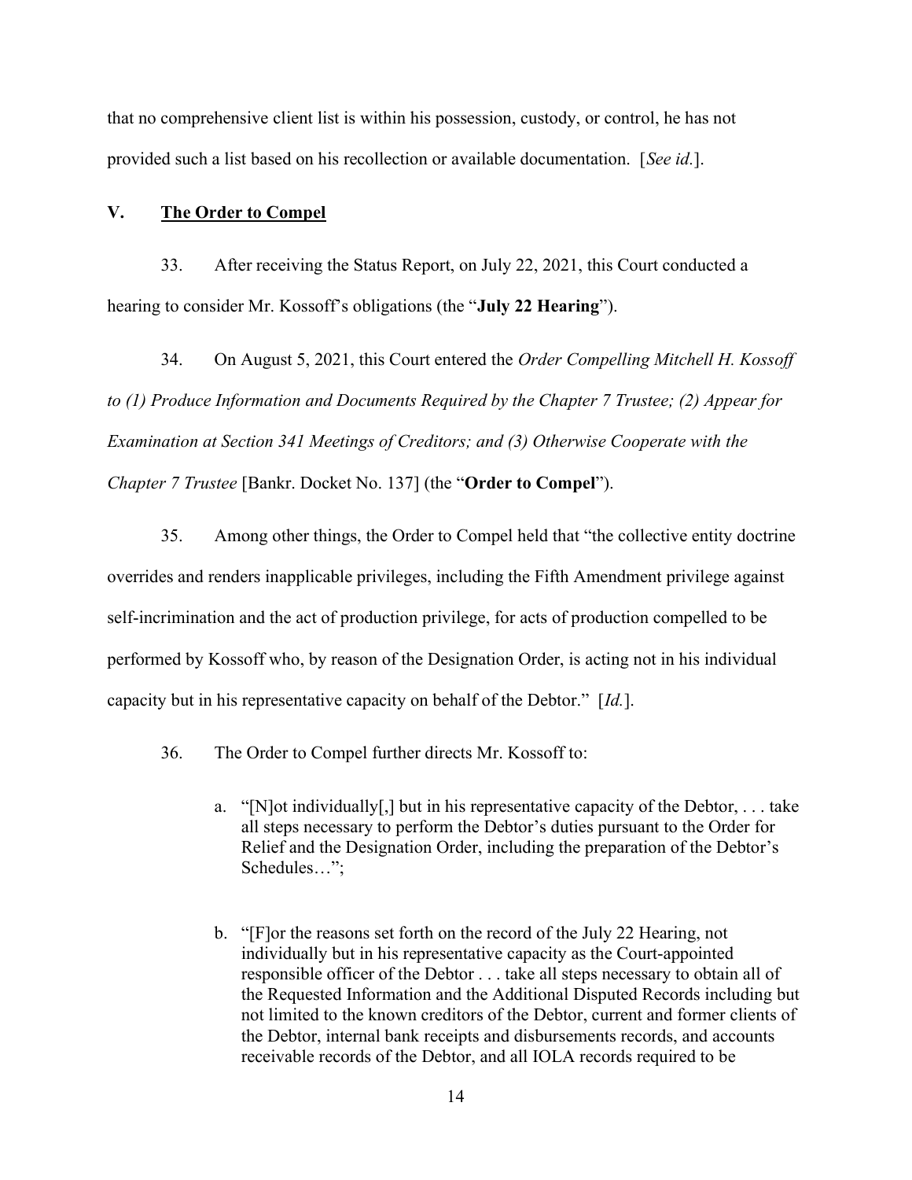that no comprehensive client list is within his possession, custody, or control, he has not provided such a list based on his recollection or available documentation. [*See id.*].

## V. The Order to Compel

33. After receiving the Status Report, on July 22, 2021, this Court conducted a hearing to consider Mr. Kossoff's obligations (the "**July 22 Hearing**").

34. On August 5, 2021, this Court entered the *Order Compelling Mitchell H. Kossoff to (1) Produce Information and Documents Required by the Chapter 7 Trustee; (2) Appear for Examination at Section 341 Meetings of Creditors; and (3) Otherwise Cooperate with the Chapter 7 Trustee* [Bankr. Docket No. 137] (the "**Order to Compel**").

35. Among other things, the Order to Compel held that "the collective entity doctrine overrides and renders inapplicable privileges, including the Fifth Amendment privilege against self-incrimination and the act of production privilege, for acts of production compelled to be performed by Kossoff who, by reason of the Designation Order, is acting not in his individual capacity but in his representative capacity on behalf of the Debtor." [*Id.*].

36. The Order to Compel further directs Mr. Kossoff to:

a. "[N]ot individually[,] but in his representative capacity of the Debtor, . . . take all steps necessary to perform the Debtor's duties pursuant to the Order for Relief and the Designation Order, including the preparation of the Debtor's Schedules…";

b. "[F]or the reasons set forth on the record of the July 22 Hearing, not individually but in his representative capacity as the Court-appointed responsible officer of the Debtor . . . take all steps necessary to obtain all of the Requested Information and the Additional Disputed Records including but not limited to the known creditors of the Debtor, current and former clients of the Debtor, internal bank receipts and disbursements records, and accounts receivable records of the Debtor, and all IOLA records required to be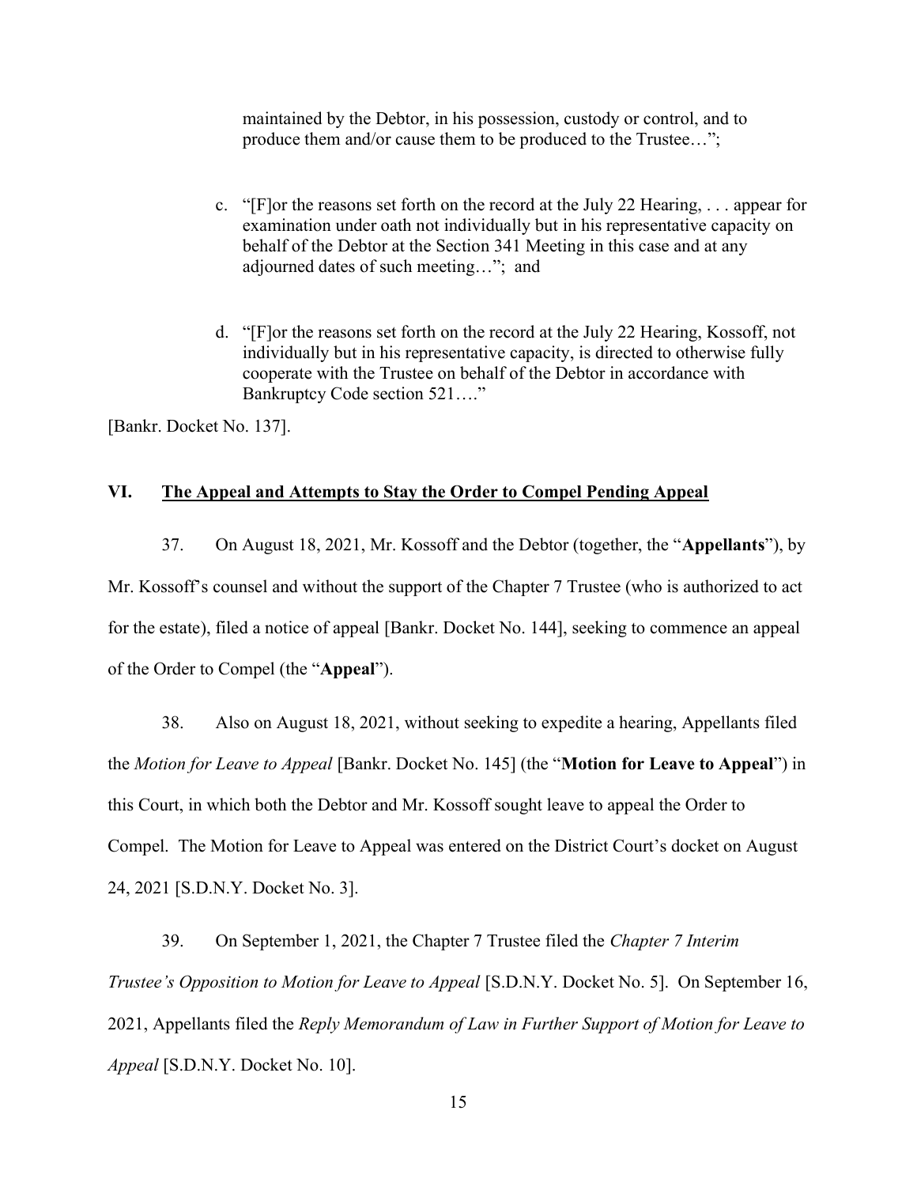maintained by the Debtor, in his possession, custody or control, and to produce them and/or cause them to be produced to the Trustee…";

c. "[F]or the reasons set forth on the record at the July 22 Hearing, . . . appear for examination under oath not individually but in his representative capacity on behalf of the Debtor at the Section 341 Meeting in this case and at any adjourned dates of such meeting…"; and

d. "[F]or the reasons set forth on the record at the July 22 Hearing, Kossoff, not individually but in his representative capacity, is directed to otherwise fully cooperate with the Trustee on behalf of the Debtor in accordance with Bankruptcy Code section 521…."

[Bankr. Docket No. 137].

## VI. <u>The Appeal and Attempts to Stay the Order to Compel Pending Appeal</u>

37. On August 18, 2021, Mr. Kossoff and the Debtor (together, the "**Appellants**"), by Mr. Kossoff's counsel and without the support of the Chapter 7 Trustee (who is authorized to act for the estate), filed a notice of appeal [Bankr. Docket No. 144], seeking to commence an appeal of the Order to Compel (the "**Appeal**").

38. Also on August 18, 2021, without seeking to expedite a hearing, Appellants filed the *Motion for Leave to Appeal* [Bankr. Docket No. 145] (the "**Motion for Leave to Appeal**") in this Court, in which both the Debtor and Mr. Kossoff sought leave to appeal the Order to Compel. The Motion for Leave to Appeal was entered on the District Court's docket on August 24, 2021 [S.D.N.Y. Docket No. 3].

39. On September 1, 2021, the Chapter 7 Trustee filed the *Chapter 7 Interim Trustee's Opposition to Motion for Leave to Appeal* [S.D.N.Y. Docket No. 5]. On September 16, 2021, Appellants filed the *Reply Memorandum of Law in Further Support of Motion for Leave to Appeal* [S.D.N.Y. Docket No. 10].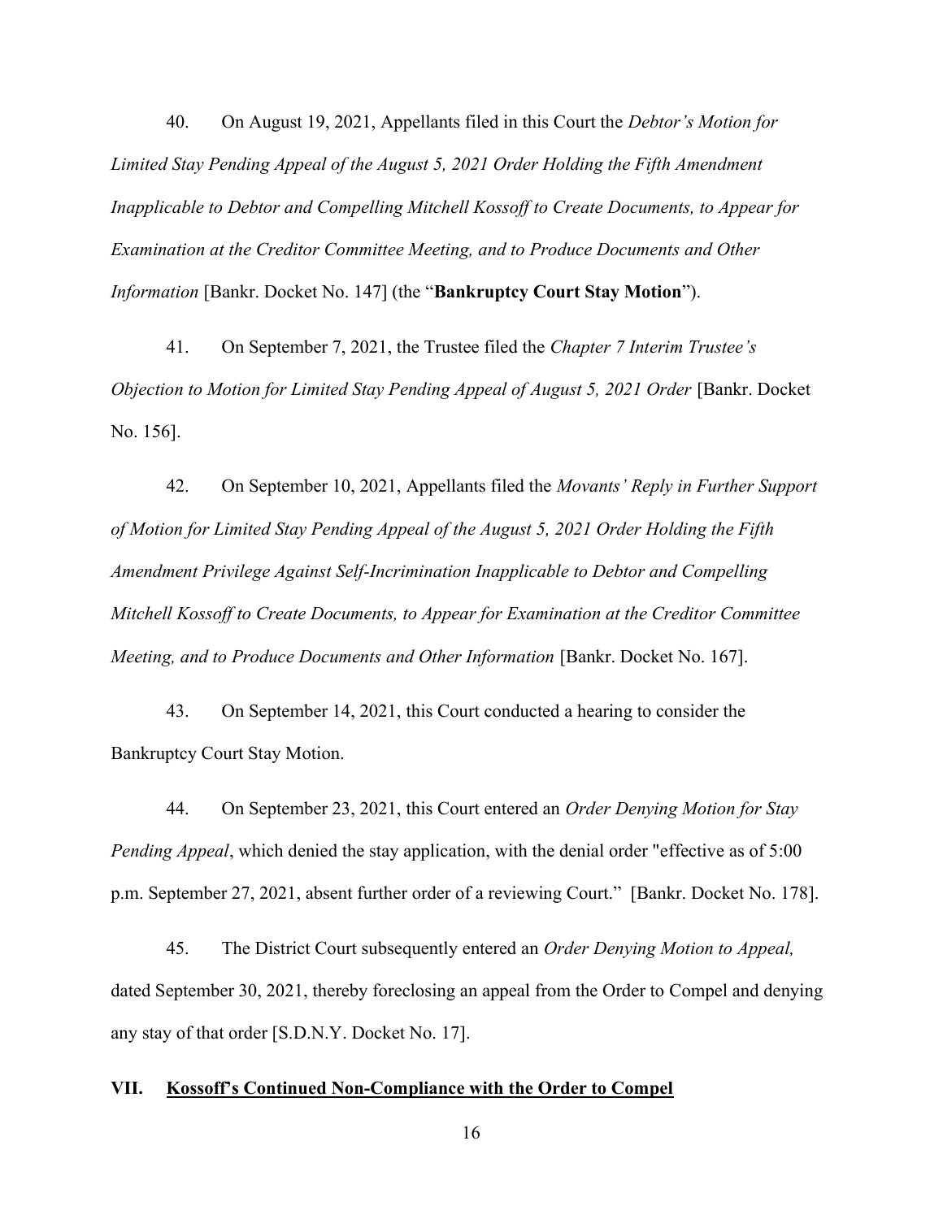40. On August 19, 2021, Appellants filed in this Court the *Debtor's Motion for Limited Stay Pending Appeal of the August 5, 2021 Order Holding the Fifth Amendment Inapplicable to Debtor and Compelling Mitchell Kossoff to Create Documents, to Appear for Examination at the Creditor Committee Meeting, and to Produce Documents and Other Information* [Bankr. Docket No. 147] (the "**Bankruptcy Court Stay Motion**").

41. On September 7, 2021, the Trustee filed the *Chapter 7 Interim Trustee's Objection to Motion for Limited Stay Pending Appeal of August 5, 2021 Order* [Bankr. Docket No. 156].

42. On September 10, 2021, Appellants filed the *Movants' Reply in Further Support of Motion for Limited Stay Pending Appeal of the August 5, 2021 Order Holding the Fifth Amendment Privilege Against Self-Incrimination Inapplicable to Debtor and Compelling Mitchell Kossoff to Create Documents, to Appear for Examination at the Creditor Committee Meeting, and to Produce Documents and Other Information* [Bankr. Docket No. 167].

43. On September 14, 2021, this Court conducted a hearing to consider the Bankruptcy Court Stay Motion.

44. On September 23, 2021, this Court entered an *Order Denying Motion for Stay Pending Appeal*, which denied the stay application, with the denial order "effective as of 5:00 p.m. September 27, 2021, absent further order of a reviewing Court." [Bankr. Docket No. 178].

45. The District Court subsequently entered an *Order Denying Motion to Appeal,* dated September 30, 2021, thereby foreclosing an appeal from the Order to Compel and denying any stay of that order [S.D.N.Y. Docket No. 17].

## VII. Kossoff's Continued Non-Compliance with the Order to Compel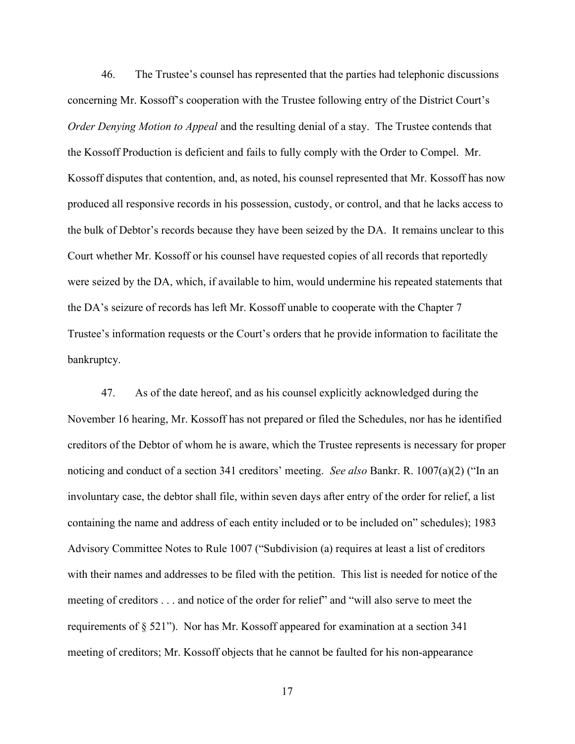46. The Trustee's counsel has represented that the parties had telephonic discussions concerning Mr. Kossoff's cooperation with the Trustee following entry of the District Court's *Order Denying Motion to Appeal* and the resulting denial of a stay. The Trustee contends that the Kossoff Production is deficient and fails to fully comply with the Order to Compel. Mr. Kossoff disputes that contention, and, as noted, his counsel represented that Mr. Kossoff has now produced all responsive records in his possession, custody, or control, and that he lacks access to the bulk of Debtor's records because they have been seized by the DA. It remains unclear to this Court whether Mr. Kossoff or his counsel have requested copies of all records that reportedly were seized by the DA, which, if available to him, would undermine his repeated statements that the DA's seizure of records has left Mr. Kossoff unable to cooperate with the Chapter 7 Trustee's information requests or the Court's orders that he provide information to facilitate the bankruptcy.

47. As of the date hereof, and as his counsel explicitly acknowledged during the November 16 hearing, Mr. Kossoff has not prepared or filed the Schedules, nor has he identified creditors of the Debtor of whom he is aware, which the Trustee represents is necessary for proper noticing and conduct of a section 341 creditors' meeting. *See also* Bankr. R. 1007(a)(2) ("In an involuntary case, the debtor shall file, within seven days after entry of the order for relief, a list containing the name and address of each entity included or to be included on" schedules); 1983 Advisory Committee Notes to Rule 1007 ("Subdivision (a) requires at least a list of creditors with their names and addresses to be filed with the petition. This list is needed for notice of the meeting of creditors . . . and notice of the order for relief" and "will also serve to meet the requirements of § 521"). Nor has Mr. Kossoff appeared for examination at a section 341 meeting of creditors; Mr. Kossoff objects that he cannot be faulted for his non-appearance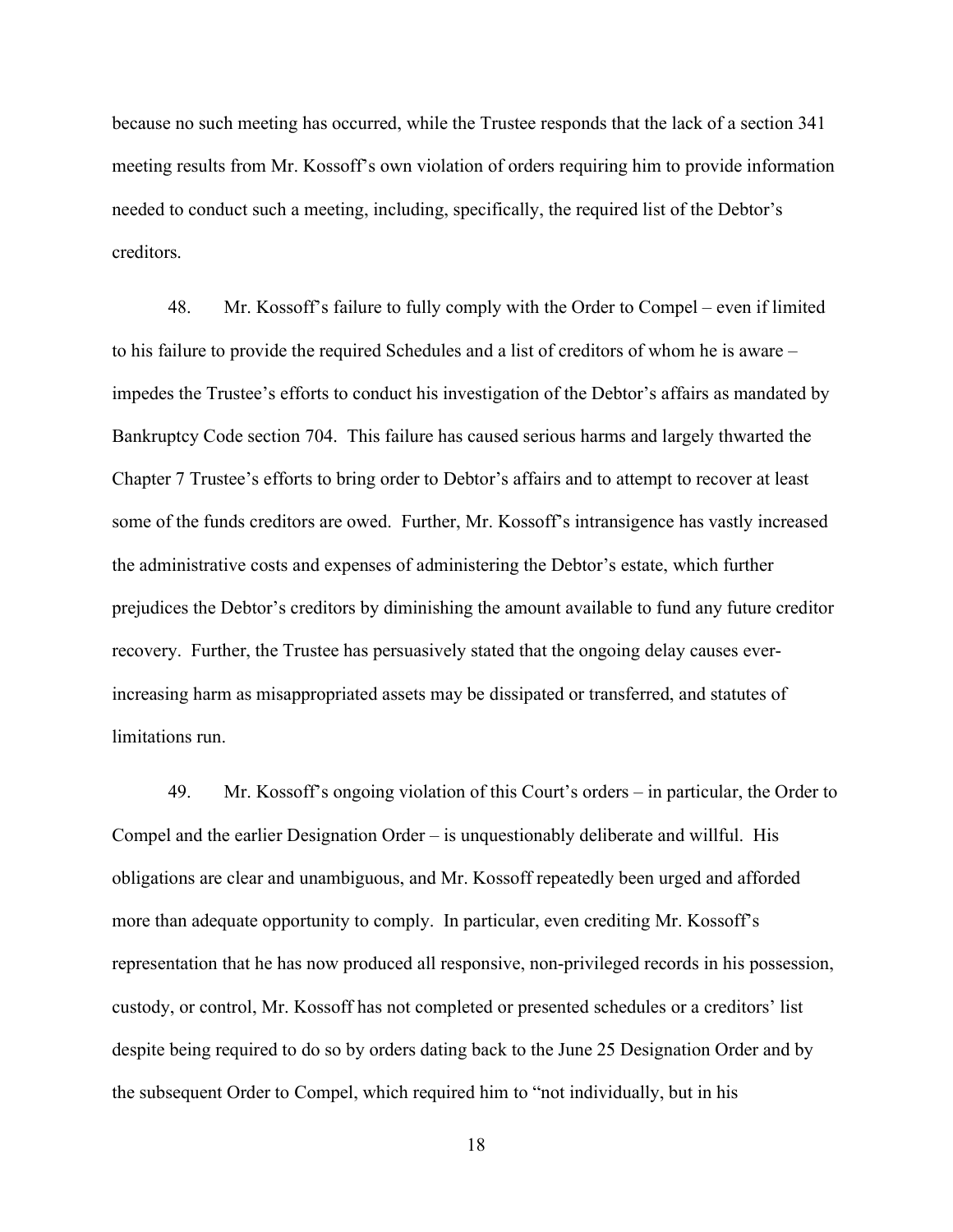because no such meeting has occurred, while the Trustee responds that the lack of a section 341 meeting results from Mr. Kossoff's own violation of orders requiring him to provide information needed to conduct such a meeting, including, specifically, the required list of the Debtor's creditors.

48. Mr. Kossoff's failure to fully comply with the Order to Compel – even if limited to his failure to provide the required Schedules and a list of creditors of whom he is aware – impedes the Trustee's efforts to conduct his investigation of the Debtor's affairs as mandated by Bankruptcy Code section 704. This failure has caused serious harms and largely thwarted the Chapter 7 Trustee's efforts to bring order to Debtor's affairs and to attempt to recover at least some of the funds creditors are owed. Further, Mr. Kossoff's intransigence has vastly increased the administrative costs and expenses of administering the Debtor's estate, which further prejudices the Debtor's creditors by diminishing the amount available to fund any future creditor recovery. Further, the Trustee has persuasively stated that the ongoing delay causes ever-increasing harm as misappropriated assets may be dissipated or transferred, and statutes of limitations run.

49. Mr. Kossoff's ongoing violation of this Court's orders – in particular, the Order to Compel and the earlier Designation Order – is unquestionably deliberate and willful. His obligations are clear and unambiguous, and Mr. Kossoff repeatedly been urged and afforded more than adequate opportunity to comply. In particular, even crediting Mr. Kossoff's representation that he has now produced all responsive, non-privileged records in his possession, custody, or control, Mr. Kossoff has not completed or presented schedules or a creditors' list despite being required to do so by orders dating back to the June 25 Designation Order and by the subsequent Order to Compel, which required him to "not individually, but in his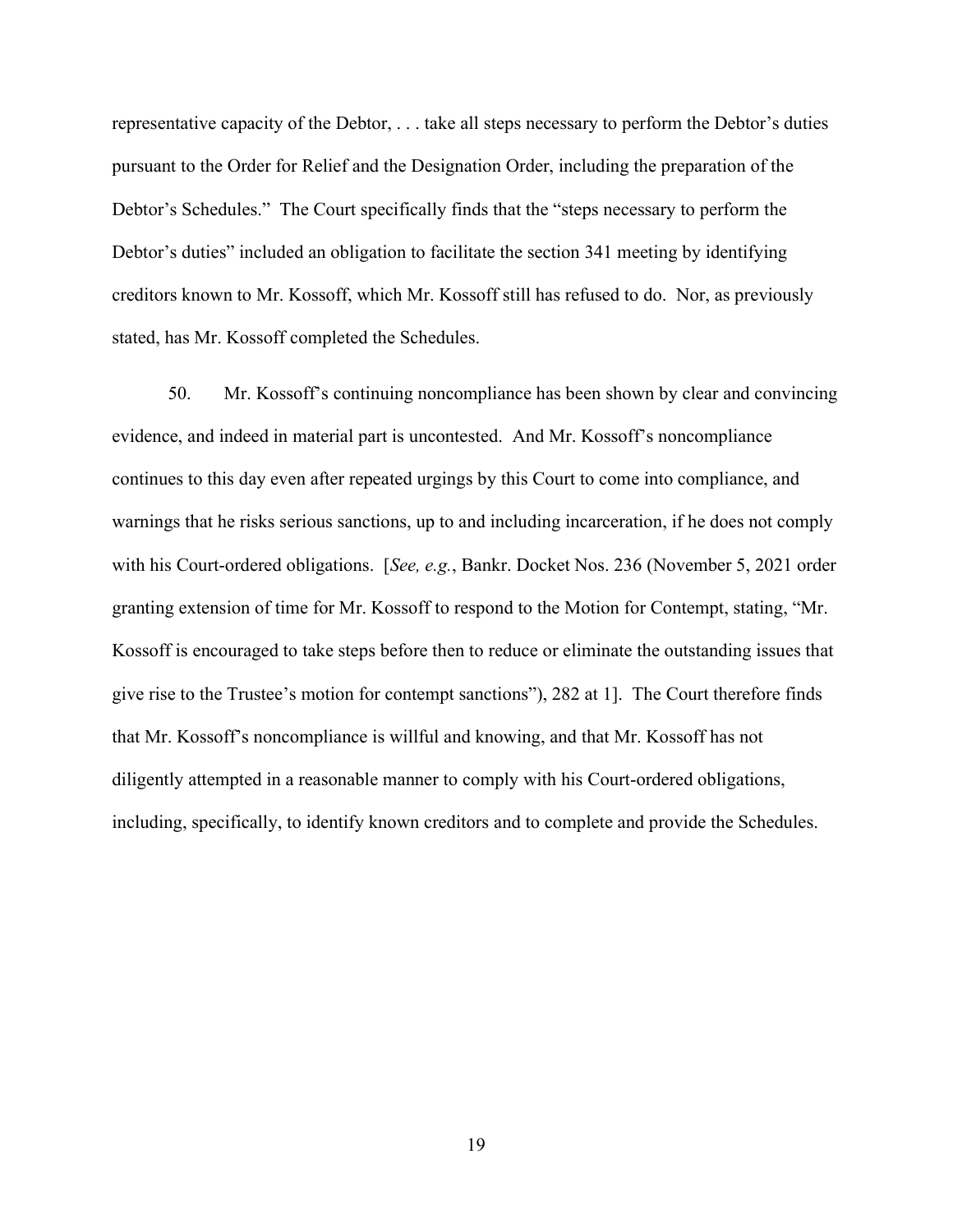representative capacity of the Debtor, . . . take all steps necessary to perform the Debtor's duties pursuant to the Order for Relief and the Designation Order, including the preparation of the Debtor's Schedules." The Court specifically finds that the "steps necessary to perform the Debtor's duties" included an obligation to facilitate the section 341 meeting by identifying creditors known to Mr. Kossoff, which Mr. Kossoff still has refused to do. Nor, as previously stated, has Mr. Kossoff completed the Schedules.

50. Mr. Kossoff's continuing noncompliance has been shown by clear and convincing evidence, and indeed in material part is uncontested. And Mr. Kossoff's noncompliance continues to this day even after repeated urgings by this Court to come into compliance, and warnings that he risks serious sanctions, up to and including incarceration, if he does not comply with his Court-ordered obligations. [*See, e.g.*, Bankr. Docket Nos. 236 (November 5, 2021 order granting extension of time for Mr. Kossoff to respond to the Motion for Contempt, stating, "Mr. Kossoff is encouraged to take steps before then to reduce or eliminate the outstanding issues that give rise to the Trustee's motion for contempt sanctions"), 282 at 1]. The Court therefore finds that Mr. Kossoff's noncompliance is willful and knowing, and that Mr. Kossoff has not diligently attempted in a reasonable manner to comply with his Court-ordered obligations, including, specifically, to identify known creditors and to complete and provide the Schedules.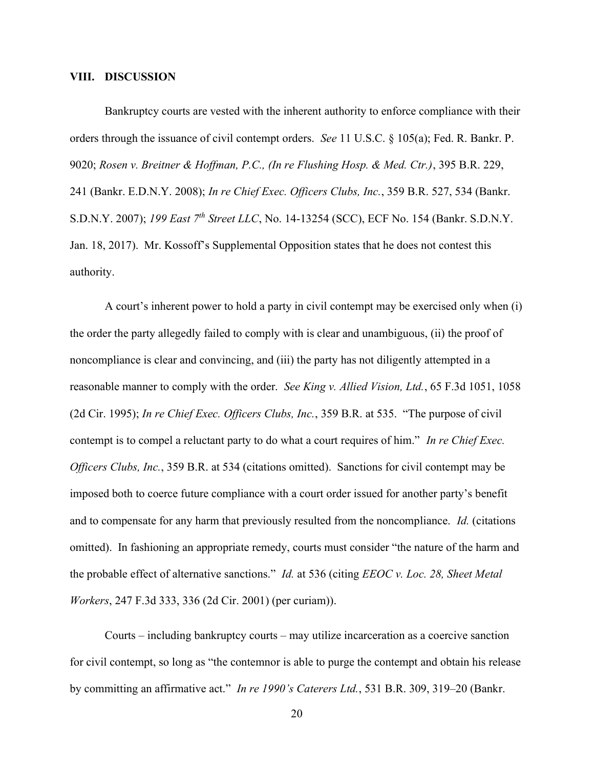## VIII. DISCUSSION

Bankruptcy courts are vested with the inherent authority to enforce compliance with their orders through the issuance of civil contempt orders. *See* 11 U.S.C. § 105(a); Fed. R. Bankr. P. 9020; *Rosen v. Breitner & Hoffman, P.C., (In re Flushing Hosp. & Med. Ctr.)*, 395 B.R. 229, 241 (Bankr. E.D.N.Y. 2008); *In re Chief Exec. Officers Clubs, Inc.*, 359 B.R. 527, 534 (Bankr. S.D.N.Y. 2007); *199 East 7th Street LLC*, No. 14-13254 (SCC), ECF No. 154 (Bankr. S.D.N.Y. Jan. 18, 2017). Mr. Kossoff's Supplemental Opposition states that he does not contest this authority.

A court's inherent power to hold a party in civil contempt may be exercised only when (i) the order the party allegedly failed to comply with is clear and unambiguous, (ii) the proof of noncompliance is clear and convincing, and (iii) the party has not diligently attempted in a reasonable manner to comply with the order. *See King v. Allied Vision, Ltd.*, 65 F.3d 1051, 1058 (2d Cir. 1995); *In re Chief Exec. Officers Clubs, Inc.*, 359 B.R. at 535. "The purpose of civil contempt is to compel a reluctant party to do what a court requires of him." *In re Chief Exec. Officers Clubs, Inc.*, 359 B.R. at 534 (citations omitted). Sanctions for civil contempt may be imposed both to coerce future compliance with a court order issued for another party's benefit and to compensate for any harm that previously resulted from the noncompliance. *Id.* (citations omitted). In fashioning an appropriate remedy, courts must consider "the nature of the harm and the probable effect of alternative sanctions." *Id.* at 536 (citing *EEOC v. Loc. 28, Sheet Metal Workers*, 247 F.3d 333, 336 (2d Cir. 2001) (per curiam)).

Courts – including bankruptcy courts – may utilize incarceration as a coercive sanction for civil contempt, so long as "the contemnor is able to purge the contempt and obtain his release by committing an affirmative act." *In re 1990's Caterers Ltd.*, 531 B.R. 309, 319–20 (Bankr.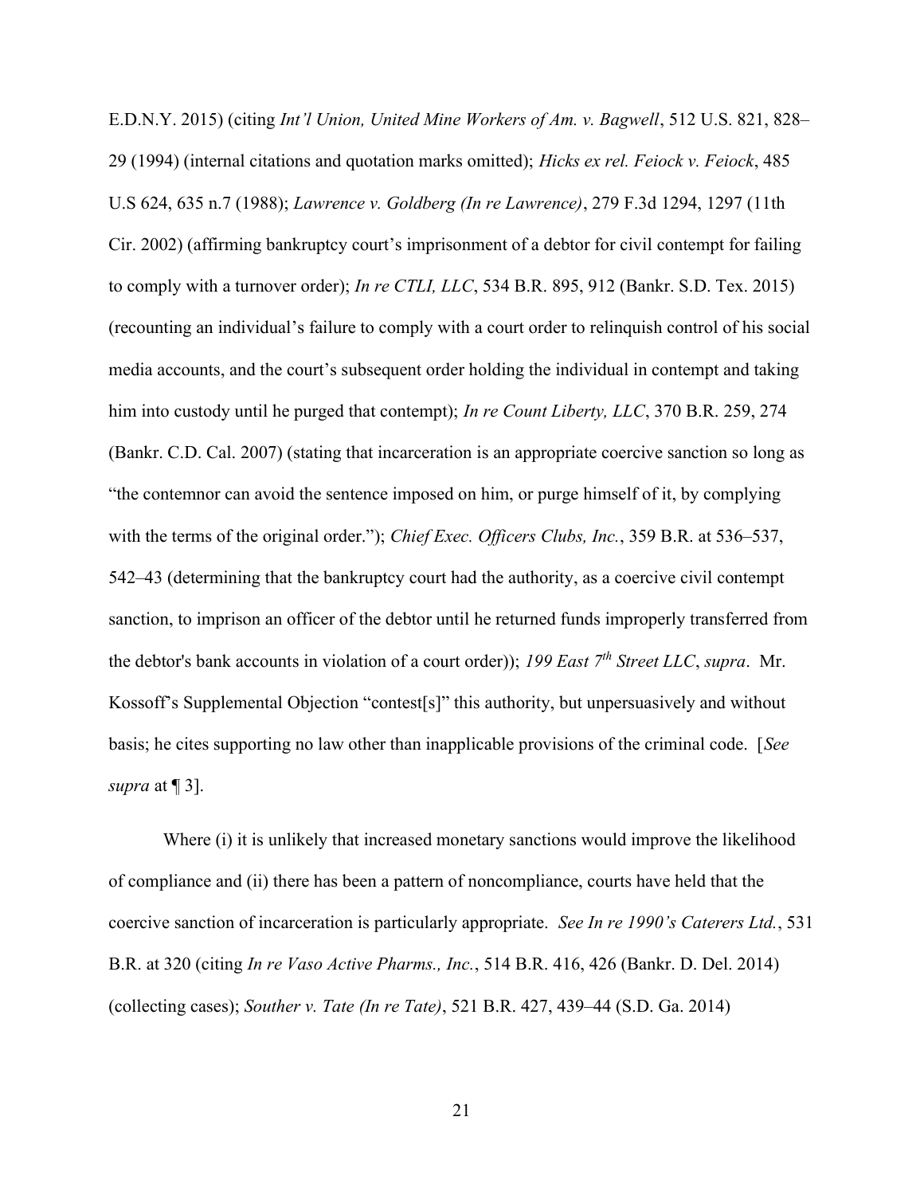E.D.N.Y. 2015) (citing *Int'l Union, United Mine Workers of Am. v. Bagwell*, 512 U.S. 821, 828–29 (1994) (internal citations and quotation marks omitted); *Hicks ex rel. Feiock v. Feiock*, 485 U.S 624, 635 n.7 (1988); *Lawrence v. Goldberg (In re Lawrence)*, 279 F.3d 1294, 1297 (11th Cir. 2002) (affirming bankruptcy court's imprisonment of a debtor for civil contempt for failing to comply with a turnover order); *In re CTLI, LLC*, 534 B.R. 895, 912 (Bankr. S.D. Tex. 2015) (recounting an individual's failure to comply with a court order to relinquish control of his social media accounts, and the court's subsequent order holding the individual in contempt and taking him into custody until he purged that contempt); *In re Count Liberty, LLC*, 370 B.R. 259, 274 (Bankr. C.D. Cal. 2007) (stating that incarceration is an appropriate coercive sanction so long as "the contemnor can avoid the sentence imposed on him, or purge himself of it, by complying with the terms of the original order."); *Chief Exec. Officers Clubs, Inc.*, 359 B.R. at 536–537, 542–43 (determining that the bankruptcy court had the authority, as a coercive civil contempt sanction, to imprison an officer of the debtor until he returned funds improperly transferred from the debtor's bank accounts in violation of a court order)); *199 East 7th Street LLC*, *supra*. Mr. Kossoff's Supplemental Objection "contest[s]" this authority, but unpersuasively and without basis; he cites supporting no law other than inapplicable provisions of the criminal code. [*See supra* at ¶ 3].

Where (i) it is unlikely that increased monetary sanctions would improve the likelihood of compliance and (ii) there has been a pattern of noncompliance, courts have held that the coercive sanction of incarceration is particularly appropriate. *See In re 1990's Caterers Ltd.*, 531 B.R. at 320 (citing *In re Vaso Active Pharms., Inc.*, 514 B.R. 416, 426 (Bankr. D. Del. 2014) (collecting cases); *Souther v. Tate (In re Tate)*, 521 B.R. 427, 439–44 (S.D. Ga. 2014)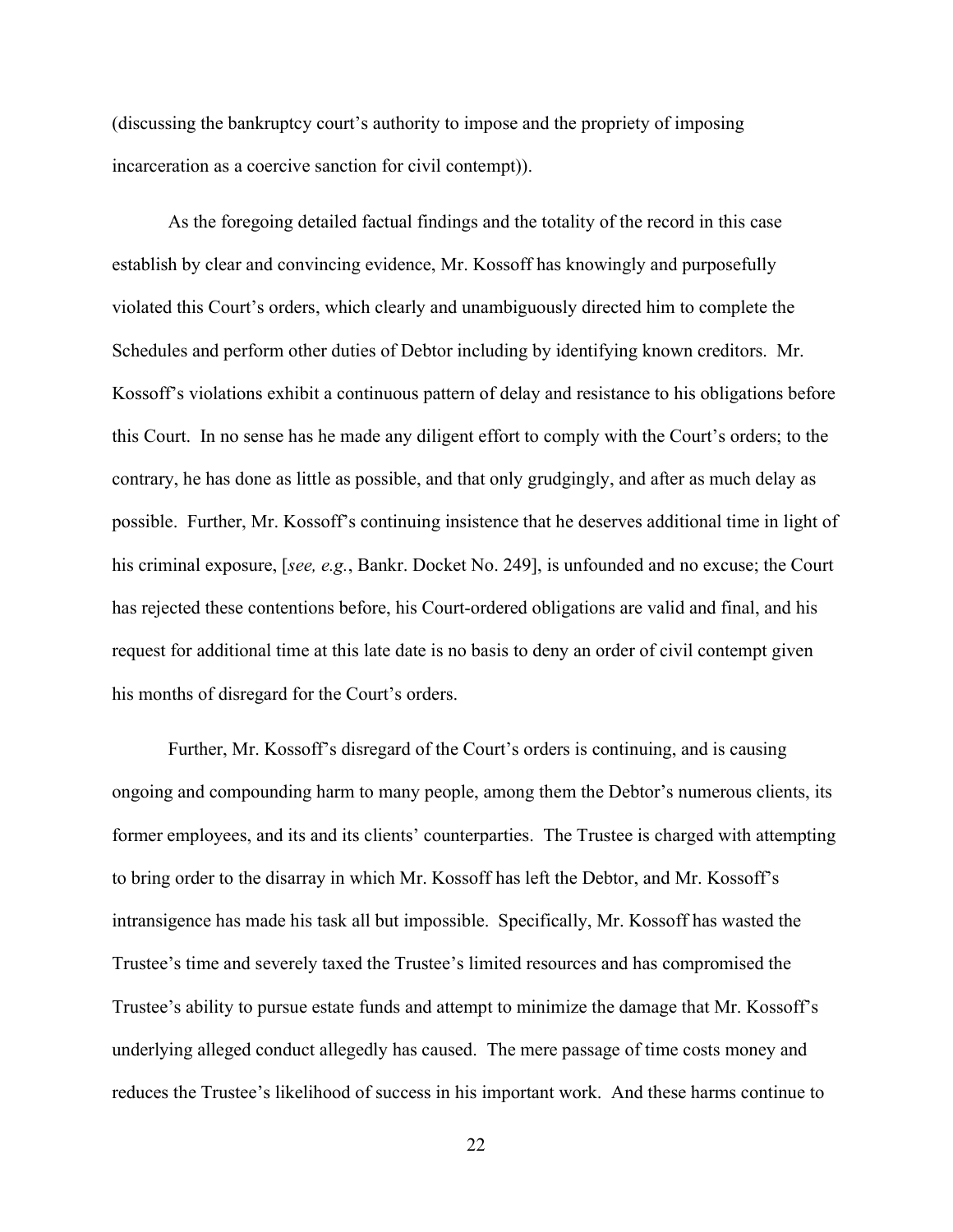(discussing the bankruptcy court's authority to impose and the propriety of imposing incarceration as a coercive sanction for civil contempt)).

As the foregoing detailed factual findings and the totality of the record in this case establish by clear and convincing evidence, Mr. Kossoff has knowingly and purposefully violated this Court's orders, which clearly and unambiguously directed him to complete the Schedules and perform other duties of Debtor including by identifying known creditors. Mr. Kossoff's violations exhibit a continuous pattern of delay and resistance to his obligations before this Court. In no sense has he made any diligent effort to comply with the Court's orders; to the contrary, he has done as little as possible, and that only grudgingly, and after as much delay as possible. Further, Mr. Kossoff's continuing insistence that he deserves additional time in light of his criminal exposure, [*see, e.g.*, Bankr. Docket No. 249], is unfounded and no excuse; the Court has rejected these contentions before, his Court-ordered obligations are valid and final, and his request for additional time at this late date is no basis to deny an order of civil contempt given his months of disregard for the Court's orders.

Further, Mr. Kossoff's disregard of the Court's orders is continuing, and is causing ongoing and compounding harm to many people, among them the Debtor's numerous clients, its former employees, and its and its clients' counterparties. The Trustee is charged with attempting to bring order to the disarray in which Mr. Kossoff has left the Debtor, and Mr. Kossoff's intransigence has made his task all but impossible. Specifically, Mr. Kossoff has wasted the Trustee's time and severely taxed the Trustee's limited resources and has compromised the Trustee's ability to pursue estate funds and attempt to minimize the damage that Mr. Kossoff's underlying alleged conduct allegedly has caused. The mere passage of time costs money and reduces the Trustee's likelihood of success in his important work. And these harms continue to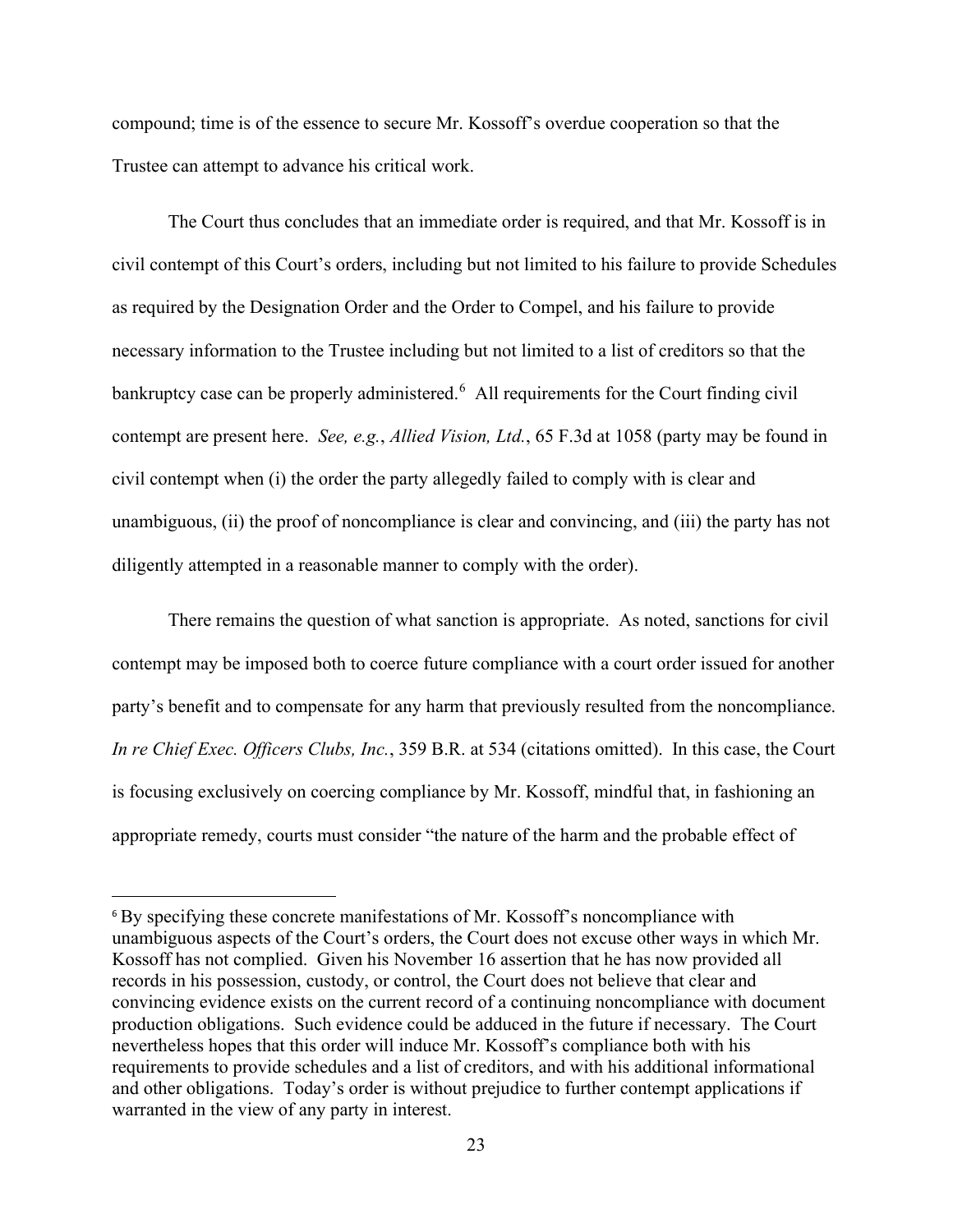compound; time is of the essence to secure Mr. Kossoff's overdue cooperation so that the Trustee can attempt to advance his critical work.

The Court thus concludes that an immediate order is required, and that Mr. Kossoff is in civil contempt of this Court's orders, including but not limited to his failure to provide Schedules as required by the Designation Order and the Order to Compel, and his failure to provide necessary information to the Trustee including but not limited to a list of creditors so that the bankruptcy case can be properly administered.[6] All requirements for the Court finding civil contempt are present here. *See, e.g.*, *Allied Vision, Ltd.*, 65 F.3d at 1058 (party may be found in civil contempt when (i) the order the party allegedly failed to comply with is clear and unambiguous, (ii) the proof of noncompliance is clear and convincing, and (iii) the party has not diligently attempted in a reasonable manner to comply with the order).

There remains the question of what sanction is appropriate. As noted, sanctions for civil contempt may be imposed both to coerce future compliance with a court order issued for another party's benefit and to compensate for any harm that previously resulted from the noncompliance. *In re Chief Exec. Officers Clubs, Inc.*, 359 B.R. at 534 (citations omitted). In this case, the Court is focusing exclusively on coercing compliance by Mr. Kossoff, mindful that, in fashioning an appropriate remedy, courts must consider "the nature of the harm and the probable effect of

---

[6] By specifying these concrete manifestations of Mr. Kossoff's noncompliance with unambiguous aspects of the Court's orders, the Court does not excuse other ways in which Mr. Kossoff has not complied. Given his November 16 assertion that he has now provided all records in his possession, custody, or control, the Court does not believe that clear and convincing evidence exists on the current record of a continuing noncompliance with document production obligations. Such evidence could be adduced in the future if necessary. The Court nevertheless hopes that this order will induce Mr. Kossoff's compliance both with his requirements to provide schedules and a list of creditors, and with his additional informational and other obligations. Today's order is without prejudice to further contempt applications if warranted in the view of any party in interest.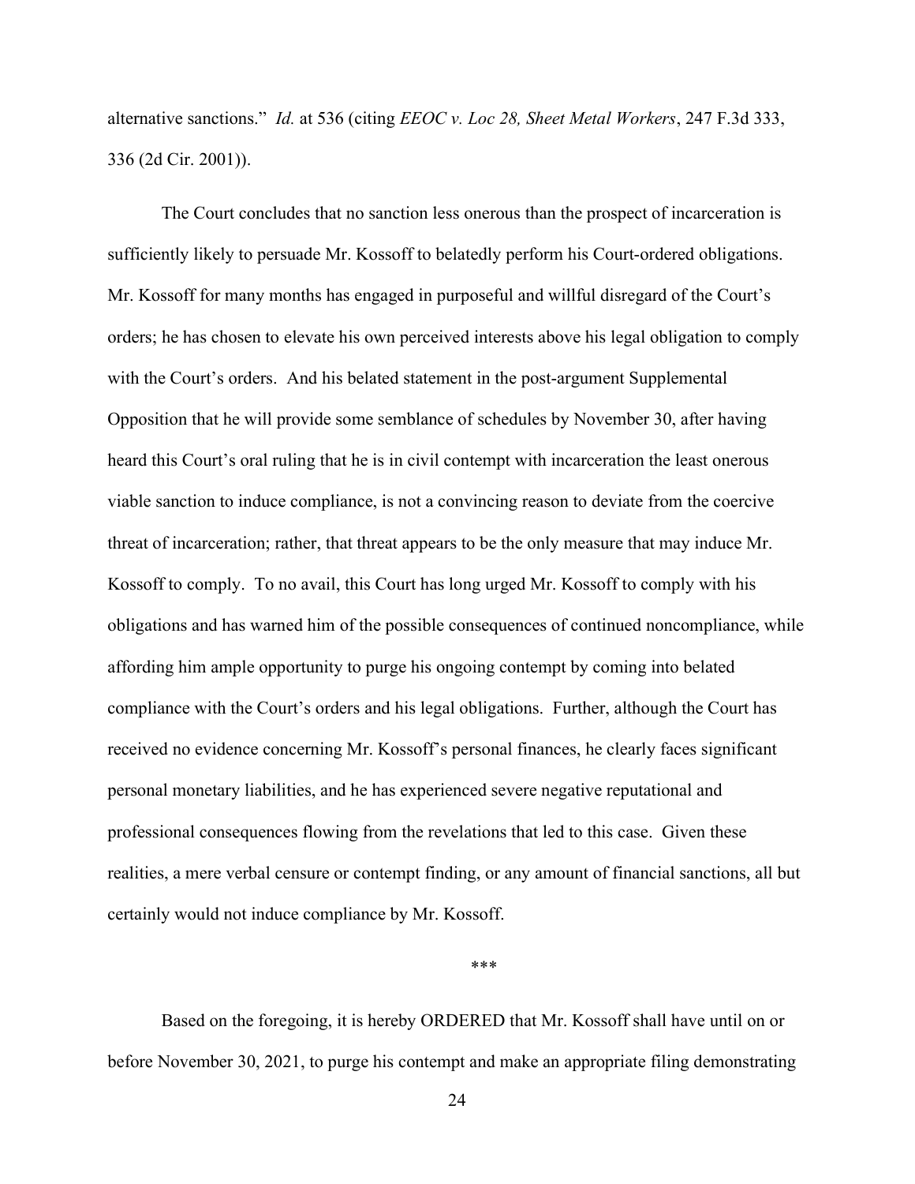alternative sanctions." *Id.* at 536 (citing *EEOC v. Loc 28, Sheet Metal Workers*, 247 F.3d 333, 336 (2d Cir. 2001)).

The Court concludes that no sanction less onerous than the prospect of incarceration is sufficiently likely to persuade Mr. Kossoff to belatedly perform his Court-ordered obligations. Mr. Kossoff for many months has engaged in purposeful and willful disregard of the Court's orders; he has chosen to elevate his own perceived interests above his legal obligation to comply with the Court's orders. And his belated statement in the post-argument Supplemental Opposition that he will provide some semblance of schedules by November 30, after having heard this Court's oral ruling that he is in civil contempt with incarceration the least onerous viable sanction to induce compliance, is not a convincing reason to deviate from the coercive threat of incarceration; rather, that threat appears to be the only measure that may induce Mr. Kossoff to comply. To no avail, this Court has long urged Mr. Kossoff to comply with his obligations and has warned him of the possible consequences of continued noncompliance, while affording him ample opportunity to purge his ongoing contempt by coming into belated compliance with the Court's orders and his legal obligations. Further, although the Court has received no evidence concerning Mr. Kossoff's personal finances, he clearly faces significant personal monetary liabilities, and he has experienced severe negative reputational and professional consequences flowing from the revelations that led to this case. Given these realities, a mere verbal censure or contempt finding, or any amount of financial sanctions, all but certainly would not induce compliance by Mr. Kossoff.

\*\*\*

Based on the foregoing, it is hereby ORDERED that Mr. Kossoff shall have until on or before November 30, 2021, to purge his contempt and make an appropriate filing demonstrating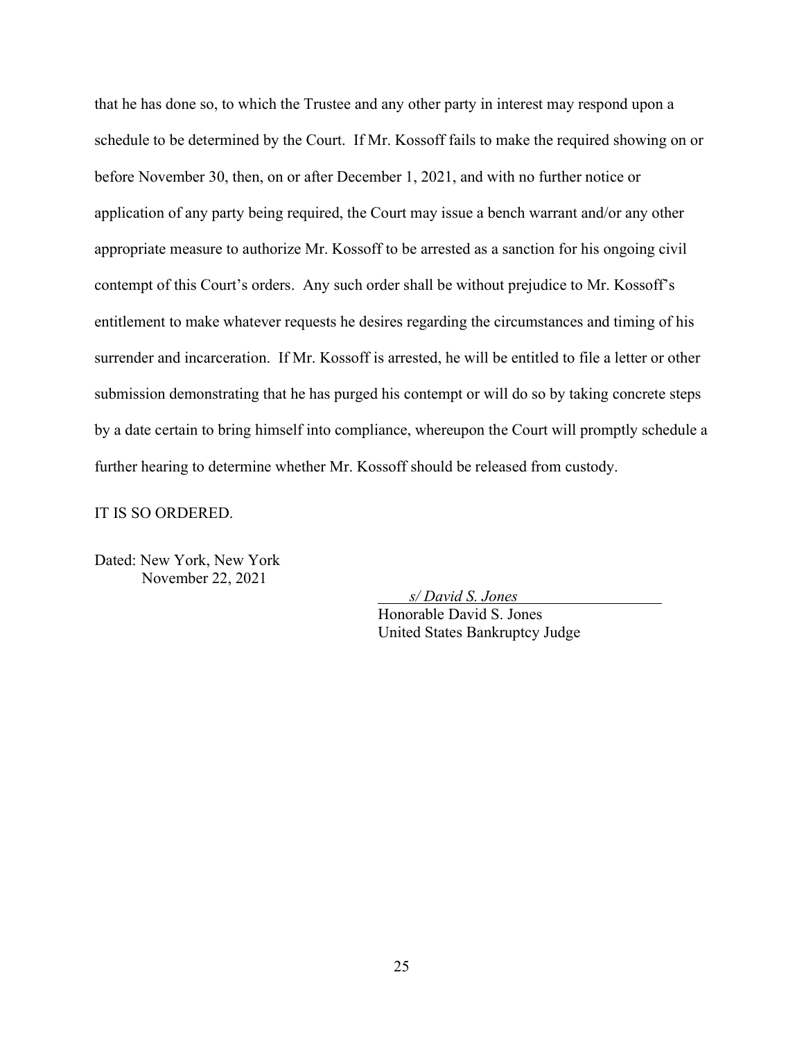that he has done so, to which the Trustee and any other party in interest may respond upon a schedule to be determined by the Court. If Mr. Kossoff fails to make the required showing on or before November 30, then, on or after December 1, 2021, and with no further notice or application of any party being required, the Court may issue a bench warrant and/or any other appropriate measure to authorize Mr. Kossoff to be arrested as a sanction for his ongoing civil contempt of this Court's orders. Any such order shall be without prejudice to Mr. Kossoff's entitlement to make whatever requests he desires regarding the circumstances and timing of his surrender and incarceration. If Mr. Kossoff is arrested, he will be entitled to file a letter or other submission demonstrating that he has purged his contempt or will do so by taking concrete steps by a date certain to bring himself into compliance, whereupon the Court will promptly schedule a further hearing to determine whether Mr. Kossoff should be released from custody.

IT IS SO ORDERED.

Dated: New York, New York
November 22, 2021

*s/ David S. Jones*
Honorable David S. Jones
United States Bankruptcy Judge